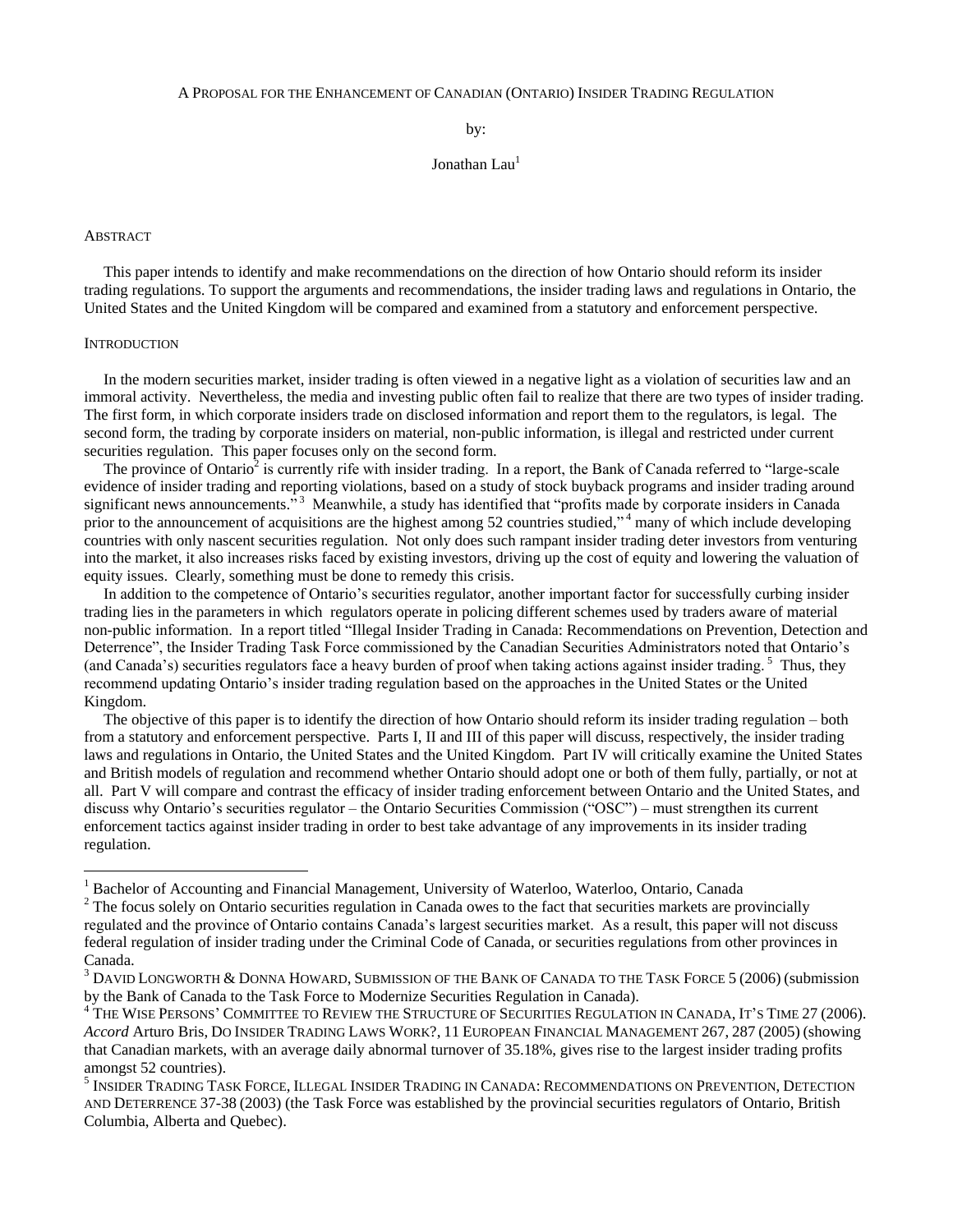# A Proposal for the Enhancement of Canadian (Ontario) Insider Trading Regulation

by:

Jonathan Lau[1]

## Abstract

This paper intends to identify and make recommendations on the direction of how Ontario should reform its insider trading regulations. To support the arguments and recommendations, the insider trading laws and regulations in Ontario, the United States and the United Kingdom will be compared and examined from a statutory and enforcement perspective.

## Introduction

In the modern securities market, insider trading is often viewed in a negative light as a violation of securities law and an immoral activity. Nevertheless, the media and investing public often fail to realize that there are two types of insider trading. The first form, in which corporate insiders trade on disclosed information and report them to the regulators, is legal. The second form, the trading by corporate insiders on material, non-public information, is illegal and restricted under current securities regulation. This paper focuses only on the second form.

The province of Ontario[2] is currently rife with insider trading. In a report, the Bank of Canada referred to "large-scale evidence of insider trading and reporting violations, based on a study of stock buyback programs and insider trading around significant news announcements."[3] Meanwhile, a study has identified that "profits made by corporate insiders in Canada prior to the announcement of acquisitions are the highest among 52 countries studied,"[4] many of which include developing countries with only nascent securities regulation. Not only does such rampant insider trading deter investors from venturing into the market, it also increases risks faced by existing investors, driving up the cost of equity and lowering the valuation of equity issues. Clearly, something must be done to remedy this crisis.

In addition to the competence of Ontario's securities regulator, another important factor for successfully curbing insider trading lies in the parameters in which regulators operate in policing different schemes used by traders aware of material non-public information. In a report titled "Illegal Insider Trading in Canada: Recommendations on Prevention, Detection and Deterrence", the Insider Trading Task Force commissioned by the Canadian Securities Administrators noted that Ontario's (and Canada's) securities regulators face a heavy burden of proof when taking actions against insider trading.[5] Thus, they recommend updating Ontario's insider trading regulation based on the approaches in the United States or the United Kingdom.

The objective of this paper is to identify the direction of how Ontario should reform its insider trading regulation – both from a statutory and enforcement perspective. Parts I, II and III of this paper will discuss, respectively, the insider trading laws and regulations in Ontario, the United States and the United Kingdom. Part IV will critically examine the United States and British models of regulation and recommend whether Ontario should adopt one or both of them fully, partially, or not at all. Part V will compare and contrast the efficacy of insider trading enforcement between Ontario and the United States, and discuss why Ontario's securities regulator – the Ontario Securities Commission ("OSC") – must strengthen its current enforcement tactics against insider trading in order to best take advantage of any improvements in its insider trading regulation.

---

[1] Bachelor of Accounting and Financial Management, University of Waterloo, Waterloo, Ontario, Canada

[2] The focus solely on Ontario securities regulation in Canada owes to the fact that securities markets are provincially regulated and the province of Ontario contains Canada's largest securities market. As a result, this paper will not discuss federal regulation of insider trading under the Criminal Code of Canada, or securities regulations from other provinces in Canada.

[3] David Longworth & Donna Howard, Submission of the Bank of Canada to the Task Force 5 (2006) (submission by the Bank of Canada to the Task Force to Modernize Securities Regulation in Canada).

[4] The Wise Persons' Committee to Review the Structure of Securities Regulation in Canada, It's Time 27 (2006). *Accord* Arturo Bris, Do Insider Trading Laws Work?, 11 European Financial Management 267, 287 (2005) (showing that Canadian markets, with an average daily abnormal turnover of 35.18%, gives rise to the largest insider trading profits amongst 52 countries).

[5] Insider Trading Task Force, Illegal Insider Trading in Canada: Recommendations on Prevention, Detection and Deterrence 37-38 (2003) (the Task Force was established by the provincial securities regulators of Ontario, British Columbia, Alberta and Quebec).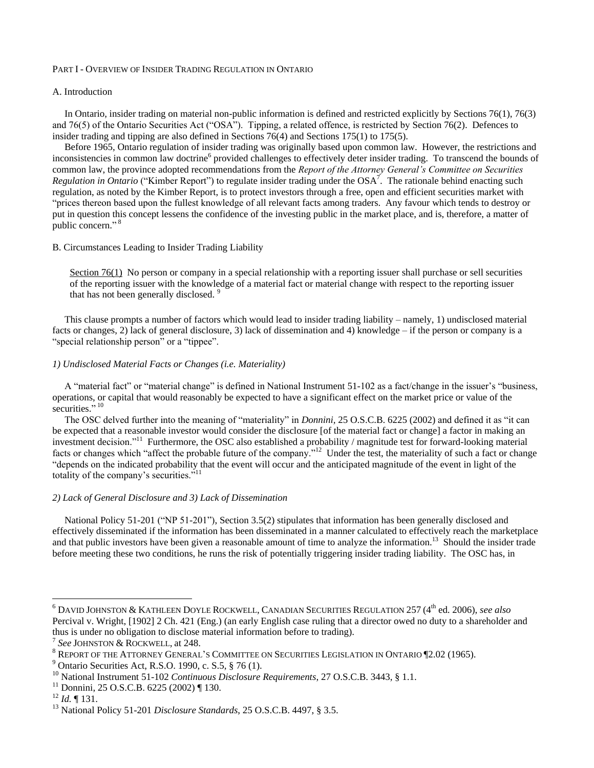PART I - OVERVIEW OF INSIDER TRADING REGULATION IN ONTARIO

A. Introduction

In Ontario, insider trading on material non-public information is defined and restricted explicitly by Sections 76(1), 76(3) and 76(5) of the Ontario Securities Act ("OSA"). Tipping, a related offence, is restricted by Section 76(2). Defences to insider trading and tipping are also defined in Sections 76(4) and Sections 175(1) to 175(5).

Before 1965, Ontario regulation of insider trading was originally based upon common law. However, the restrictions and inconsistencies in common law doctrine[6] provided challenges to effectively deter insider trading. To transcend the bounds of common law, the province adopted recommendations from the *Report of the Attorney General's Committee on Securities Regulation in Ontario* ("Kimber Report") to regulate insider trading under the OSA[7]. The rationale behind enacting such regulation, as noted by the Kimber Report, is to protect investors through a free, open and efficient securities market with "prices thereon based upon the fullest knowledge of all relevant facts among traders. Any favour which tends to destroy or put in question this concept lessens the confidence of the investing public in the market place, and is, therefore, a matter of public concern." [8]

B. Circumstances Leading to Insider Trading Liability

> Section 76(1) No person or company in a special relationship with a reporting issuer shall purchase or sell securities of the reporting issuer with the knowledge of a material fact or material change with respect to the reporting issuer that has not been generally disclosed. [9]

This clause prompts a number of factors which would lead to insider trading liability – namely, 1) undisclosed material facts or changes, 2) lack of general disclosure, 3) lack of dissemination and 4) knowledge – if the person or company is a "special relationship person" or a "tippee".

*1) Undisclosed Material Facts or Changes (i.e. Materiality)*

A "material fact" or "material change" is defined in National Instrument 51-102 as a fact/change in the issuer's "business, operations, or capital that would reasonably be expected to have a significant effect on the market price or value of the securities." [10]

The OSC delved further into the meaning of "materiality" in *Donnini*, 25 O.S.C.B. 6225 (2002) and defined it as "it can be expected that a reasonable investor would consider the disclosure [of the material fact or change] a factor in making an investment decision."[11] Furthermore, the OSC also established a probability / magnitude test for forward-looking material facts or changes which "affect the probable future of the company."[12] Under the test, the materiality of such a fact or change "depends on the indicated probability that the event will occur and the anticipated magnitude of the event in light of the totality of the company's securities."[11]

*2) Lack of General Disclosure and 3) Lack of Dissemination*

National Policy 51-201 ("NP 51-201"), Section 3.5(2) stipulates that information has been generally disclosed and effectively disseminated if the information has been disseminated in a manner calculated to effectively reach the marketplace and that public investors have been given a reasonable amount of time to analyze the information.[13] Should the insider trade before meeting these two conditions, he runs the risk of potentially triggering insider trading liability. The OSC has, in

---

[6] DAVID JOHNSTON & KATHLEEN DOYLE ROCKWELL, CANADIAN SECURITIES REGULATION 257 (4th ed. 2006), *see also* Percival v. Wright, [1902] 2 Ch. 421 (Eng.) (an early English case ruling that a director owed no duty to a shareholder and thus is under no obligation to disclose material information before to trading).

[7] *See* JOHNSTON & ROCKWELL, at 248.

[8] REPORT OF THE ATTORNEY GENERAL'S COMMITTEE ON SECURITIES LEGISLATION IN ONTARIO ¶2.02 (1965).

[9] Ontario Securities Act, R.S.O. 1990, c. S.5, § 76 (1).

[10] National Instrument 51-102 *Continuous Disclosure Requirements*, 27 O.S.C.B. 3443, § 1.1.

[11] Donnini, 25 O.S.C.B. 6225 (2002) ¶ 130.

[12] *Id.* ¶ 131.

[13] National Policy 51-201 *Disclosure Standards*, 25 O.S.C.B. 4497, § 3.5.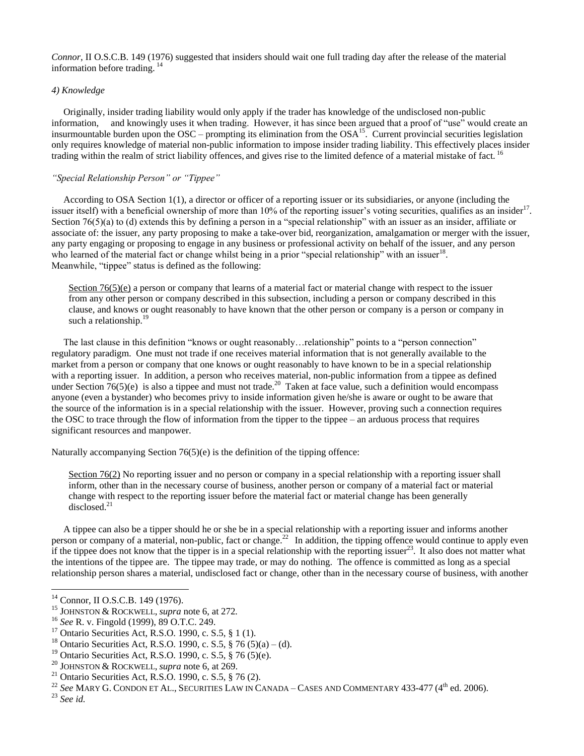*Connor*, II O.S.C.B. 149 (1976) suggested that insiders should wait one full trading day after the release of the material information before trading. [14]

*4) Knowledge*

Originally, insider trading liability would only apply if the trader has knowledge of the undisclosed non-public information, and knowingly uses it when trading. However, it has since been argued that a proof of "use" would create an insurmountable burden upon the OSC – prompting its elimination from the OSA[15]. Current provincial securities legislation only requires knowledge of material non-public information to impose insider trading liability. This effectively places insider trading within the realm of strict liability offences, and gives rise to the limited defence of a material mistake of fact. [16]

*"Special Relationship Person" or "Tippee"*

According to OSA Section 1(1), a director or officer of a reporting issuer or its subsidiaries, or anyone (including the issuer itself) with a beneficial ownership of more than 10% of the reporting issuer's voting securities, qualifies as an insider[17]. Section 76(5)(a) to (d) extends this by defining a person in a "special relationship" with an issuer as an insider, affiliate or associate of: the issuer, any party proposing to make a take-over bid, reorganization, amalgamation or merger with the issuer, any party engaging or proposing to engage in any business or professional activity on behalf of the issuer, and any person who learned of the material fact or change whilst being in a prior "special relationship" with an issuer[18]. Meanwhile, "tippee" status is defined as the following:

> <u>Section 76(5)(e)</u> a person or company that learns of a material fact or material change with respect to the issuer from any other person or company described in this subsection, including a person or company described in this clause, and knows or ought reasonably to have known that the other person or company is a person or company in such a relationship.[19]

The last clause in this definition "knows or ought reasonably…relationship" points to a "person connection" regulatory paradigm. One must not trade if one receives material information that is not generally available to the market from a person or company that one knows or ought reasonably to have known to be in a special relationship with a reporting issuer. In addition, a person who receives material, non-public information from a tippee as defined under Section 76(5)(e) is also a tippee and must not trade.[20] Taken at face value, such a definition would encompass anyone (even a bystander) who becomes privy to inside information given he/she is aware or ought to be aware that the source of the information is in a special relationship with the issuer. However, proving such a connection requires the OSC to trace through the flow of information from the tipper to the tippee – an arduous process that requires significant resources and manpower.

Naturally accompanying Section 76(5)(e) is the definition of the tipping offence:

> <u>Section 76(2)</u> No reporting issuer and no person or company in a special relationship with a reporting issuer shall inform, other than in the necessary course of business, another person or company of a material fact or material change with respect to the reporting issuer before the material fact or material change has been generally disclosed.[21]

A tippee can also be a tipper should he or she be in a special relationship with a reporting issuer and informs another person or company of a material, non-public, fact or change.[22] In addition, the tipping offence would continue to apply even if the tippee does not know that the tipper is in a special relationship with the reporting issuer[23]. It also does not matter what the intentions of the tippee are. The tippee may trade, or may do nothing. The offence is committed as long as a special relationship person shares a material, undisclosed fact or change, other than in the necessary course of business, with another

---

[14] Connor, II O.S.C.B. 149 (1976).

[15] JOHNSTON & ROCKWELL, *supra* note 6, at 272.

[16] *See* R. v. Fingold (1999), 89 O.T.C. 249.

[17] Ontario Securities Act, R.S.O. 1990, c. S.5, § 1 (1).

[18] Ontario Securities Act, R.S.O. 1990, c. S.5, § 76 (5)(a) – (d).

[19] Ontario Securities Act, R.S.O. 1990, c. S.5, § 76 (5)(e).

[20] JOHNSTON & ROCKWELL, *supra* note 6, at 269.

[21] Ontario Securities Act, R.S.O. 1990, c. S.5, § 76 (2).

[22] *See* MARY G. CONDON ET AL., SECURITIES LAW IN CANADA – CASES AND COMMENTARY 433-477 (4th ed. 2006).

[23] *See id.*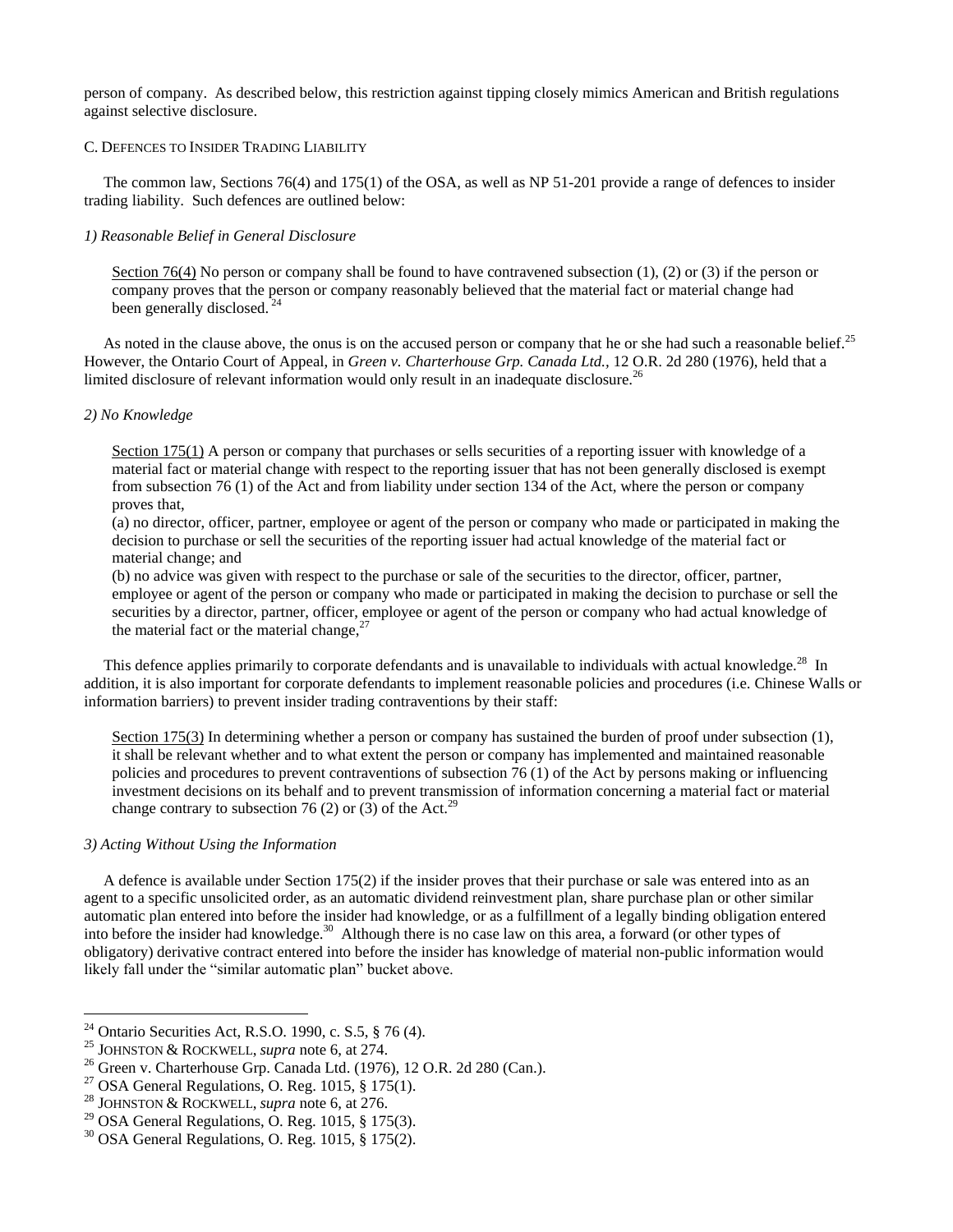person of company. As described below, this restriction against tipping closely mimics American and British regulations against selective disclosure.

### C. Defences to Insider Trading Liability

The common law, Sections 76(4) and 175(1) of the OSA, as well as NP 51-201 provide a range of defences to insider trading liability. Such defences are outlined below:

#### *1) Reasonable Belief in General Disclosure*

> Section 76(4) No person or company shall be found to have contravened subsection (1), (2) or (3) if the person or company proves that the person or company reasonably believed that the material fact or material change had been generally disclosed.[24]

As noted in the clause above, the onus is on the accused person or company that he or she had such a reasonable belief.[25] However, the Ontario Court of Appeal, in *Green v. Charterhouse Grp. Canada Ltd.*, 12 O.R. 2d 280 (1976), held that a limited disclosure of relevant information would only result in an inadequate disclosure.[26]

#### *2) No Knowledge*

> Section 175(1) A person or company that purchases or sells securities of a reporting issuer with knowledge of a material fact or material change with respect to the reporting issuer that has not been generally disclosed is exempt from subsection 76 (1) of the Act and from liability under section 134 of the Act, where the person or company proves that,
>
> (a) no director, officer, partner, employee or agent of the person or company who made or participated in making the decision to purchase or sell the securities of the reporting issuer had actual knowledge of the material fact or material change; and
>
> (b) no advice was given with respect to the purchase or sale of the securities to the director, officer, partner, employee or agent of the person or company who made or participated in making the decision to purchase or sell the securities by a director, partner, officer, employee or agent of the person or company who had actual knowledge of the material fact or the material change,[27]

This defence applies primarily to corporate defendants and is unavailable to individuals with actual knowledge.[28] In addition, it is also important for corporate defendants to implement reasonable policies and procedures (i.e. Chinese Walls or information barriers) to prevent insider trading contraventions by their staff:

> Section 175(3) In determining whether a person or company has sustained the burden of proof under subsection (1), it shall be relevant whether and to what extent the person or company has implemented and maintained reasonable policies and procedures to prevent contraventions of subsection 76 (1) of the Act by persons making or influencing investment decisions on its behalf and to prevent transmission of information concerning a material fact or material change contrary to subsection 76 (2) or (3) of the Act.[29]

#### *3) Acting Without Using the Information*

A defence is available under Section 175(2) if the insider proves that their purchase or sale was entered into as an agent to a specific unsolicited order, as an automatic dividend reinvestment plan, share purchase plan or other similar automatic plan entered into before the insider had knowledge, or as a fulfillment of a legally binding obligation entered into before the insider had knowledge.[30] Although there is no case law on this area, a forward (or other types of obligatory) derivative contract entered into before the insider has knowledge of material non-public information would likely fall under the "similar automatic plan" bucket above.

---

[24] Ontario Securities Act, R.S.O. 1990, c. S.5, § 76 (4).

[25] Johnston & Rockwell, *supra* note 6, at 274.

[26] Green v. Charterhouse Grp. Canada Ltd. (1976), 12 O.R. 2d 280 (Can.).

[27] OSA General Regulations, O. Reg. 1015, § 175(1).

[28] Johnston & Rockwell, *supra* note 6, at 276.

[29] OSA General Regulations, O. Reg. 1015, § 175(3).

[30] OSA General Regulations, O. Reg. 1015, § 175(2).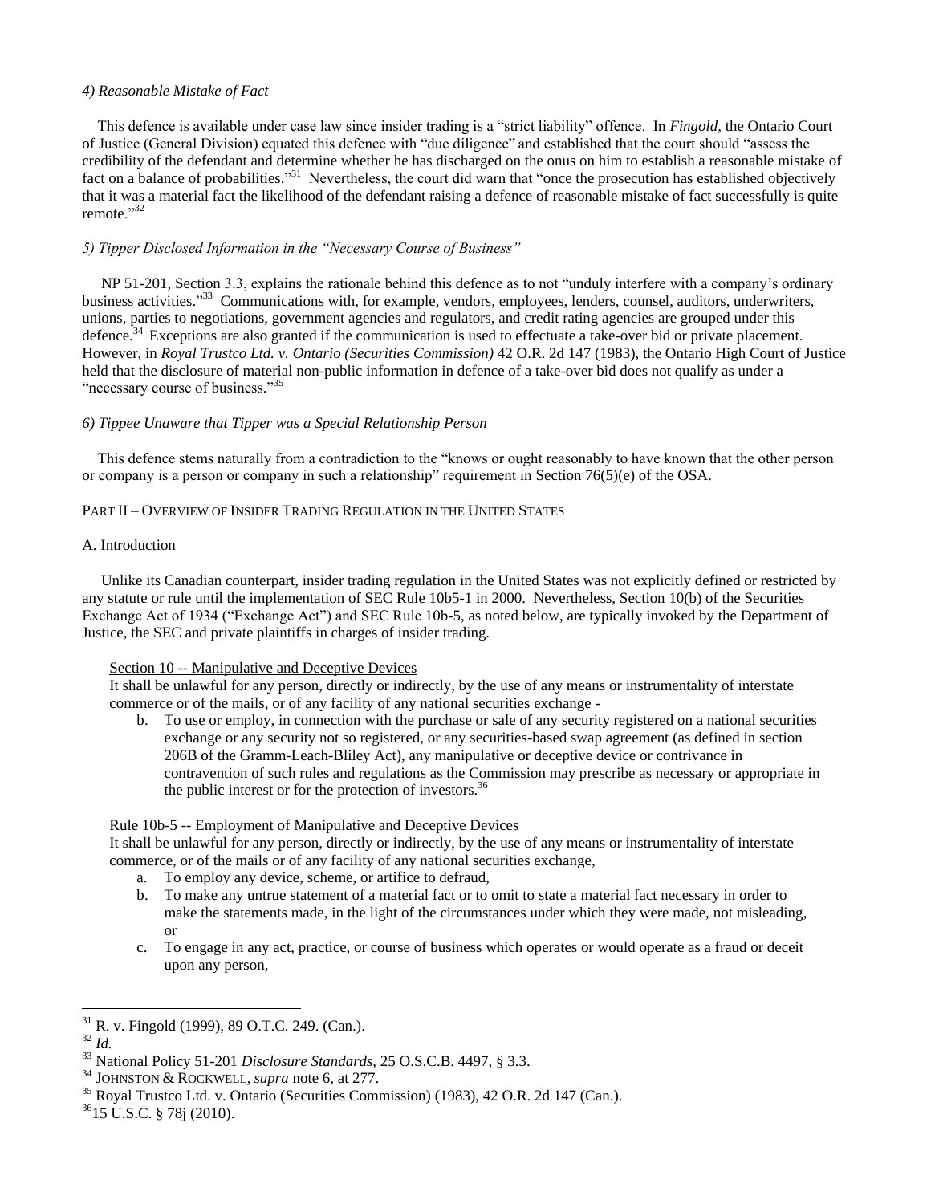*4) Reasonable Mistake of Fact*

This defence is available under case law since insider trading is a "strict liability" offence. In *Fingold,* the Ontario Court of Justice (General Division) equated this defence with "due diligence" and established that the court should "assess the credibility of the defendant and determine whether he has discharged on the onus on him to establish a reasonable mistake of fact on a balance of probabilities."[31] Nevertheless, the court did warn that "once the prosecution has established objectively that it was a material fact the likelihood of the defendant raising a defence of reasonable mistake of fact successfully is quite remote."[32]

*5) Tipper Disclosed Information in the "Necessary Course of Business"*

NP 51-201, Section 3.3, explains the rationale behind this defence as to not "unduly interfere with a company's ordinary business activities."[33] Communications with, for example, vendors, employees, lenders, counsel, auditors, underwriters, unions, parties to negotiations, government agencies and regulators, and credit rating agencies are grouped under this defence.[34] Exceptions are also granted if the communication is used to effectuate a take-over bid or private placement. However, in *Royal Trustco Ltd. v. Ontario (Securities Commission)* 42 O.R. 2d 147 (1983), the Ontario High Court of Justice held that the disclosure of material non-public information in defence of a take-over bid does not qualify as under a "necessary course of business."[35]

*6) Tippee Unaware that Tipper was a Special Relationship Person*

This defence stems naturally from a contradiction to the "knows or ought reasonably to have known that the other person or company is a person or company in such a relationship" requirement in Section 76(5)(e) of the OSA.

PART II – OVERVIEW OF INSIDER TRADING REGULATION IN THE UNITED STATES

A. Introduction

Unlike its Canadian counterpart, insider trading regulation in the United States was not explicitly defined or restricted by any statute or rule until the implementation of SEC Rule 10b5-1 in 2000. Nevertheless, Section 10(b) of the Securities Exchange Act of 1934 ("Exchange Act") and SEC Rule 10b-5, as noted below, are typically invoked by the Department of Justice, the SEC and private plaintiffs in charges of insider trading.

<u>Section 10 -- Manipulative and Deceptive Devices</u>
It shall be unlawful for any person, directly or indirectly, by the use of any means or instrumentality of interstate commerce or of the mails, or of any facility of any national securities exchange -

b. To use or employ, in connection with the purchase or sale of any security registered on a national securities exchange or any security not so registered, or any securities-based swap agreement (as defined in section 206B of the Gramm-Leach-Bliley Act), any manipulative or deceptive device or contrivance in contravention of such rules and regulations as the Commission may prescribe as necessary or appropriate in the public interest or for the protection of investors.[36]

<u>Rule 10b-5 -- Employment of Manipulative and Deceptive Devices</u>
It shall be unlawful for any person, directly or indirectly, by the use of any means or instrumentality of interstate commerce, or of the mails or of any facility of any national securities exchange,

a. To employ any device, scheme, or artifice to defraud,
b. To make any untrue statement of a material fact or to omit to state a material fact necessary in order to make the statements made, in the light of the circumstances under which they were made, not misleading, or
c. To engage in any act, practice, or course of business which operates or would operate as a fraud or deceit upon any person,

---

[31] R. v. Fingold (1999), 89 O.T.C. 249. (Can.).
[32] *Id.*
[33] National Policy 51-201 *Disclosure Standards*, 25 O.S.C.B. 4497, § 3.3.
[34] JOHNSTON & ROCKWELL, *supra* note 6, at 277.
[35] Royal Trustco Ltd. v. Ontario (Securities Commission) (1983), 42 O.R. 2d 147 (Can.).
[36] 15 U.S.C. § 78j (2010).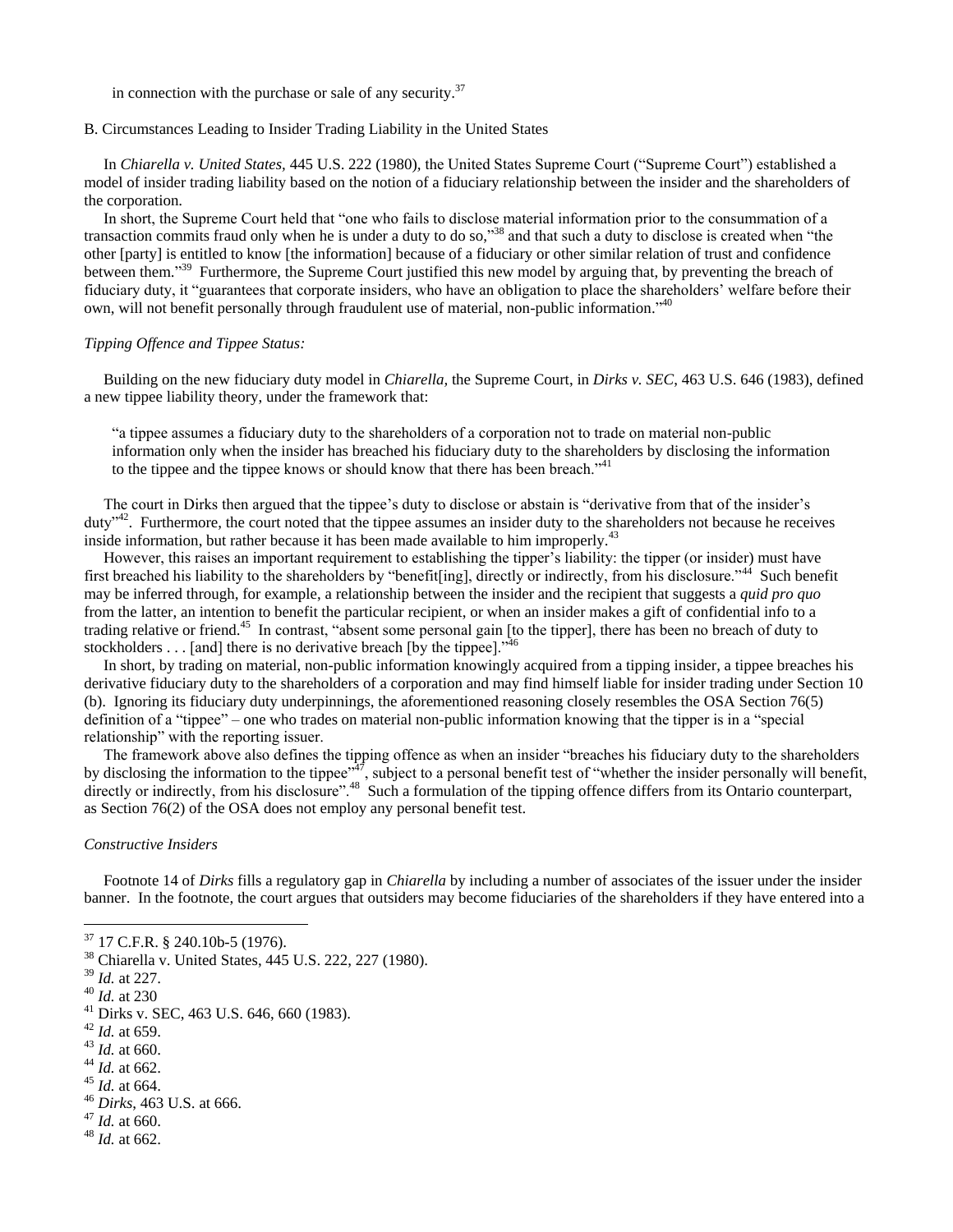in connection with the purchase or sale of any security.[37]

B. Circumstances Leading to Insider Trading Liability in the United States

In *Chiarella v. United States,* 445 U.S. 222 (1980), the United States Supreme Court ("Supreme Court") established a model of insider trading liability based on the notion of a fiduciary relationship between the insider and the shareholders of the corporation.

In short, the Supreme Court held that "one who fails to disclose material information prior to the consummation of a transaction commits fraud only when he is under a duty to do so,"[38] and that such a duty to disclose is created when "the other [party] is entitled to know [the information] because of a fiduciary or other similar relation of trust and confidence between them."[39] Furthermore, the Supreme Court justified this new model by arguing that, by preventing the breach of fiduciary duty, it "guarantees that corporate insiders, who have an obligation to place the shareholders' welfare before their own, will not benefit personally through fraudulent use of material, non-public information."[40]

*Tipping Offence and Tippee Status:*

Building on the new fiduciary duty model in *Chiarella,* the Supreme Court, in *Dirks v. SEC*, 463 U.S. 646 (1983), defined a new tippee liability theory, under the framework that:

> "a tippee assumes a fiduciary duty to the shareholders of a corporation not to trade on material non-public information only when the insider has breached his fiduciary duty to the shareholders by disclosing the information to the tippee and the tippee knows or should know that there has been breach."[41]

The court in Dirks then argued that the tippee's duty to disclose or abstain is "derivative from that of the insider's duty"[42]. Furthermore, the court noted that the tippee assumes an insider duty to the shareholders not because he receives inside information, but rather because it has been made available to him improperly.[43]

However, this raises an important requirement to establishing the tipper's liability: the tipper (or insider) must have first breached his liability to the shareholders by "benefit[ing], directly or indirectly, from his disclosure."[44] Such benefit may be inferred through, for example, a relationship between the insider and the recipient that suggests a *quid pro quo* from the latter, an intention to benefit the particular recipient, or when an insider makes a gift of confidential info to a trading relative or friend.[45] In contrast, "absent some personal gain [to the tipper], there has been no breach of duty to stockholders . . . [and] there is no derivative breach [by the tippee]."[46]

In short, by trading on material, non-public information knowingly acquired from a tipping insider, a tippee breaches his derivative fiduciary duty to the shareholders of a corporation and may find himself liable for insider trading under Section 10 (b). Ignoring its fiduciary duty underpinnings, the aforementioned reasoning closely resembles the OSA Section 76(5) definition of a "tippee" – one who trades on material non-public information knowing that the tipper is in a "special relationship" with the reporting issuer.

The framework above also defines the tipping offence as when an insider "breaches his fiduciary duty to the shareholders by disclosing the information to the tippee"[47], subject to a personal benefit test of "whether the insider personally will benefit, directly or indirectly, from his disclosure".[48] Such a formulation of the tipping offence differs from its Ontario counterpart, as Section 76(2) of the OSA does not employ any personal benefit test.

*Constructive Insiders*

Footnote 14 of *Dirks* fills a regulatory gap in *Chiarella* by including a number of associates of the issuer under the insider banner. In the footnote, the court argues that outsiders may become fiduciaries of the shareholders if they have entered into a

---

[37] 17 C.F.R. § 240.10b-5 (1976).
[38] Chiarella v. United States, 445 U.S. 222, 227 (1980).
[39] *Id.* at 227.
[40] *Id.* at 230
[41] Dirks v. SEC, 463 U.S. 646, 660 (1983).
[42] *Id.* at 659.
[43] *Id.* at 660.
[44] *Id.* at 662.
[45] *Id.* at 664.
[46] *Dirks*, 463 U.S. at 666.
[47] *Id.* at 660.
[48] *Id.* at 662.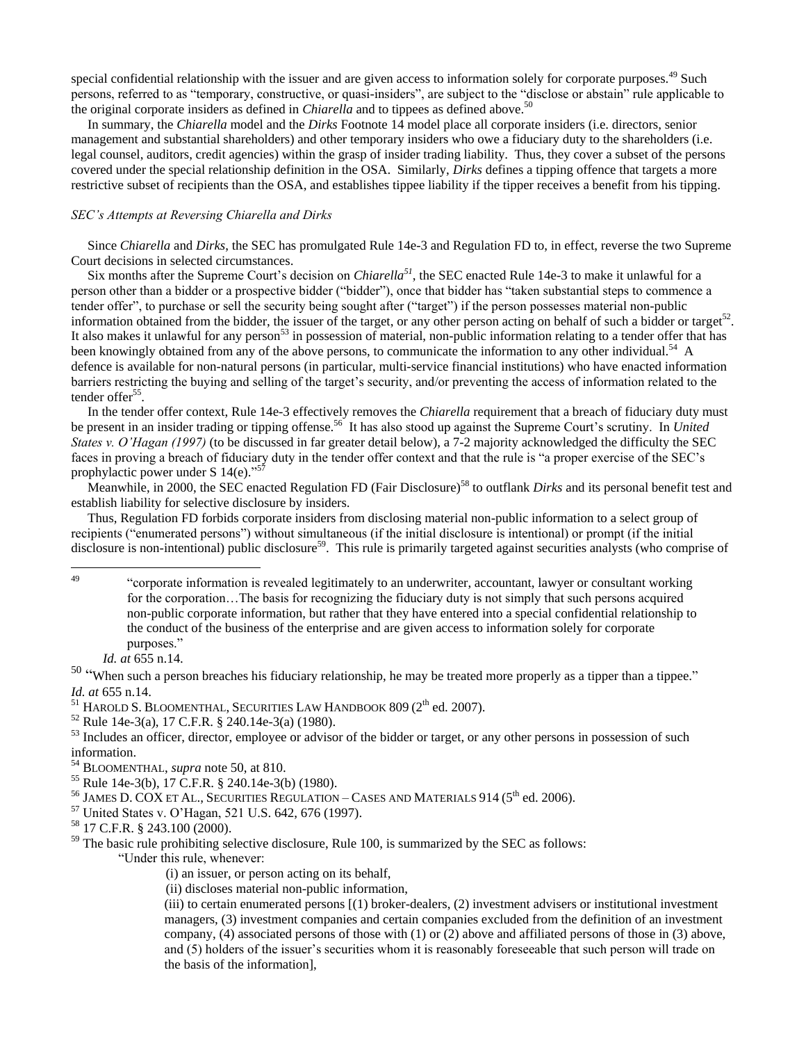special confidential relationship with the issuer and are given access to information solely for corporate purposes.[49] Such persons, referred to as "temporary, constructive, or quasi-insiders", are subject to the "disclose or abstain" rule applicable to the original corporate insiders as defined in *Chiarella* and to tippees as defined above.[50]

In summary, the *Chiarella* model and the *Dirks* Footnote 14 model place all corporate insiders (i.e. directors, senior management and substantial shareholders) and other temporary insiders who owe a fiduciary duty to the shareholders (i.e. legal counsel, auditors, credit agencies) within the grasp of insider trading liability. Thus, they cover a subset of the persons covered under the special relationship definition in the OSA. Similarly, *Dirks* defines a tipping offence that targets a more restrictive subset of recipients than the OSA, and establishes tippee liability if the tipper receives a benefit from his tipping.

*SEC's Attempts at Reversing Chiarella and Dirks*

Since *Chiarella* and *Dirks*, the SEC has promulgated Rule 14e-3 and Regulation FD to, in effect, reverse the two Supreme Court decisions in selected circumstances.

Six months after the Supreme Court's decision on *Chiarella*[51], the SEC enacted Rule 14e-3 to make it unlawful for a person other than a bidder or a prospective bidder ("bidder"), once that bidder has "taken substantial steps to commence a tender offer", to purchase or sell the security being sought after ("target") if the person possesses material non-public information obtained from the bidder, the issuer of the target, or any other person acting on behalf of such a bidder or target[52]. It also makes it unlawful for any person[53] in possession of material, non-public information relating to a tender offer that has been knowingly obtained from any of the above persons, to communicate the information to any other individual.[54] A defence is available for non-natural persons (in particular, multi-service financial institutions) who have enacted information barriers restricting the buying and selling of the target's security, and/or preventing the access of information related to the tender offer[55].

In the tender offer context, Rule 14e-3 effectively removes the *Chiarella* requirement that a breach of fiduciary duty must be present in an insider trading or tipping offense.[56] It has also stood up against the Supreme Court's scrutiny. In *United States v. O'Hagan (1997)* (to be discussed in far greater detail below), a 7-2 majority acknowledged the difficulty the SEC faces in proving a breach of fiduciary duty in the tender offer context and that the rule is "a proper exercise of the SEC's prophylactic power under S 14(e)."[57]

Meanwhile, in 2000, the SEC enacted Regulation FD (Fair Disclosure)[58] to outflank *Dirks* and its personal benefit test and establish liability for selective disclosure by insiders.

Thus, Regulation FD forbids corporate insiders from disclosing material non-public information to a select group of recipients ("enumerated persons") without simultaneous (if the initial disclosure is intentional) or prompt (if the initial disclosure is non-intentional) public disclosure[59]. This rule is primarily targeted against securities analysts (who comprise of

---

[49] "corporate information is revealed legitimately to an underwriter, accountant, lawyer or consultant working for the corporation…The basis for recognizing the fiduciary duty is not simply that such persons acquired non-public corporate information, but rather that they have entered into a special confidential relationship to the conduct of the business of the enterprise and are given access to information solely for corporate purposes."

*Id. at* 655 n.14.

[50] "When such a person breaches his fiduciary relationship, he may be treated more properly as a tipper than a tippee." *Id. at* 655 n.14.

[51] HAROLD S. BLOOMENTHAL, SECURITIES LAW HANDBOOK 809 (2[th] ed. 2007).

[52] Rule 14e-3(a), 17 C.F.R. § 240.14e-3(a) (1980).

[53] Includes an officer, director, employee or advisor of the bidder or target, or any other persons in possession of such information.

[54] BLOOMENTHAL, *supra* note 50, at 810.

[55] Rule 14e-3(b), 17 C.F.R. § 240.14e-3(b) (1980).

[56] JAMES D. COX ET AL., SECURITIES REGULATION – CASES AND MATERIALS 914 (5[th] ed. 2006).

[57] United States v. O'Hagan, 521 U.S. 642, 676 (1997).

[58] 17 C.F.R. § 243.100 (2000).

[59] The basic rule prohibiting selective disclosure, Rule 100, is summarized by the SEC as follows:

"Under this rule, whenever:

(i) an issuer, or person acting on its behalf,

(ii) discloses material non-public information,

(iii) to certain enumerated persons [(1) broker-dealers, (2) investment advisers or institutional investment managers, (3) investment companies and certain companies excluded from the definition of an investment company, (4) associated persons of those with (1) or (2) above and affiliated persons of those in (3) above, and (5) holders of the issuer's securities whom it is reasonably foreseeable that such person will trade on the basis of the information],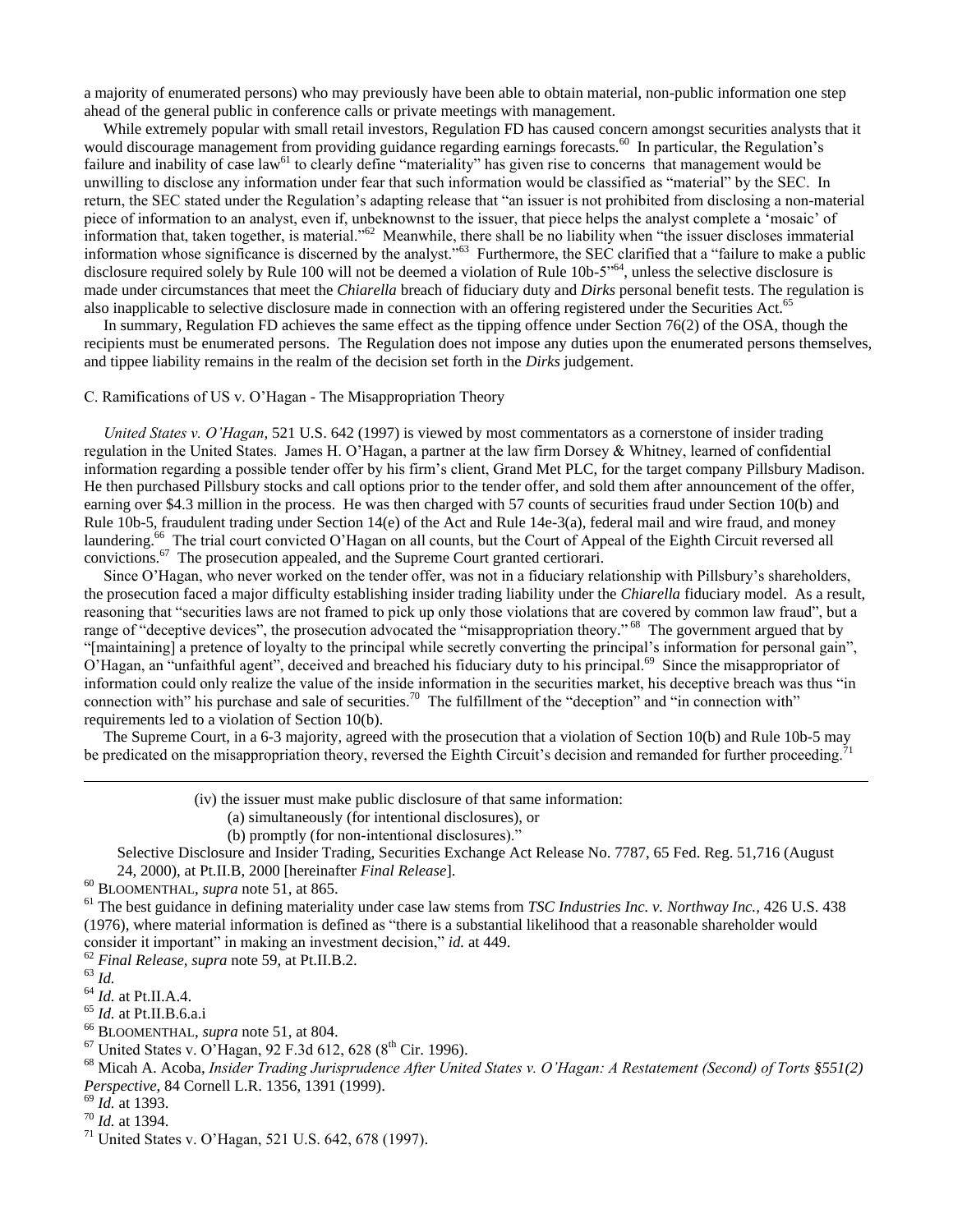a majority of enumerated persons) who may previously have been able to obtain material, non-public information one step ahead of the general public in conference calls or private meetings with management.

While extremely popular with small retail investors, Regulation FD has caused concern amongst securities analysts that it would discourage management from providing guidance regarding earnings forecasts.[60] In particular, the Regulation's failure and inability of case law[61] to clearly define "materiality" has given rise to concerns that management would be unwilling to disclose any information under fear that such information would be classified as "material" by the SEC. In return, the SEC stated under the Regulation's adapting release that "an issuer is not prohibited from disclosing a non-material piece of information to an analyst, even if, unbeknownst to the issuer, that piece helps the analyst complete a 'mosaic' of information that, taken together, is material."[62] Meanwhile, there shall be no liability when "the issuer discloses immaterial information whose significance is discerned by the analyst."[63] Furthermore, the SEC clarified that a "failure to make a public disclosure required solely by Rule 100 will not be deemed a violation of Rule 10b-5"[64], unless the selective disclosure is made under circumstances that meet the *Chiarella* breach of fiduciary duty and *Dirks* personal benefit tests. The regulation is also inapplicable to selective disclosure made in connection with an offering registered under the Securities Act.[65]

In summary, Regulation FD achieves the same effect as the tipping offence under Section 76(2) of the OSA, though the recipients must be enumerated persons. The Regulation does not impose any duties upon the enumerated persons themselves, and tippee liability remains in the realm of the decision set forth in the *Dirks* judgement.

C. Ramifications of US v. O'Hagan - The Misappropriation Theory

*United States v. O'Hagan*, 521 U.S. 642 (1997) is viewed by most commentators as a cornerstone of insider trading regulation in the United States. James H. O'Hagan, a partner at the law firm Dorsey & Whitney, learned of confidential information regarding a possible tender offer by his firm's client, Grand Met PLC, for the target company Pillsbury Madison. He then purchased Pillsbury stocks and call options prior to the tender offer, and sold them after announcement of the offer, earning over $4.3 million in the process. He was then charged with 57 counts of securities fraud under Section 10(b) and Rule 10b-5, fraudulent trading under Section 14(e) of the Act and Rule 14e-3(a), federal mail and wire fraud, and money laundering.[66] The trial court convicted O'Hagan on all counts, but the Court of Appeal of the Eighth Circuit reversed all convictions.[67] The prosecution appealed, and the Supreme Court granted certiorari.

Since O'Hagan, who never worked on the tender offer, was not in a fiduciary relationship with Pillsbury's shareholders, the prosecution faced a major difficulty establishing insider trading liability under the *Chiarella* fiduciary model. As a result, reasoning that "securities laws are not framed to pick up only those violations that are covered by common law fraud", but a range of "deceptive devices", the prosecution advocated the "misappropriation theory."[68] The government argued that by "[maintaining] a pretence of loyalty to the principal while secretly converting the principal's information for personal gain", O'Hagan, an "unfaithful agent", deceived and breached his fiduciary duty to his principal.[69] Since the misappropriator of information could only realize the value of the inside information in the securities market, his deceptive breach was thus "in connection with" his purchase and sale of securities.[70] The fulfillment of the "deception" and "in connection with" requirements led to a violation of Section 10(b).

The Supreme Court, in a 6-3 majority, agreed with the prosecution that a violation of Section 10(b) and Rule 10b-5 may be predicated on the misappropriation theory, reversed the Eighth Circuit's decision and remanded for further proceeding.[71]

---

(iv) the issuer must make public disclosure of that same information:
(a) simultaneously (for intentional disclosures), or
(b) promptly (for non-intentional disclosures)."

Selective Disclosure and Insider Trading, Securities Exchange Act Release No. 7787, 65 Fed. Reg. 51,716 (August 24, 2000), at Pt.II.B, 2000 [hereinafter *Final Release*].

[60] BLOOMENTHAL, *supra* note 51, at 865.

[61] The best guidance in defining materiality under case law stems from *TSC Industries Inc. v. Northway Inc.*, 426 U.S. 438 (1976), where material information is defined as "there is a substantial likelihood that a reasonable shareholder would consider it important" in making an investment decision," *id.* at 449.

[62] *Final Release, supra* note 59, at Pt.II.B.2.

[63] *Id.*

[64] *Id.* at Pt.II.A.4.

[65] *Id.* at Pt.II.B.6.a.i

[66] BLOOMENTHAL, *supra* note 51, at 804.

[67] United States v. O'Hagan, 92 F.3d 612, 628 (8th Cir. 1996).

[68] Micah A. Acoba, *Insider Trading Jurisprudence After United States v. O'Hagan: A Restatement (Second) of Torts §551(2) Perspective,* 84 Cornell L.R. 1356, 1391 (1999).

[69] *Id.* at 1393.

[70] *Id.* at 1394.

[71] United States v. O'Hagan, 521 U.S. 642, 678 (1997).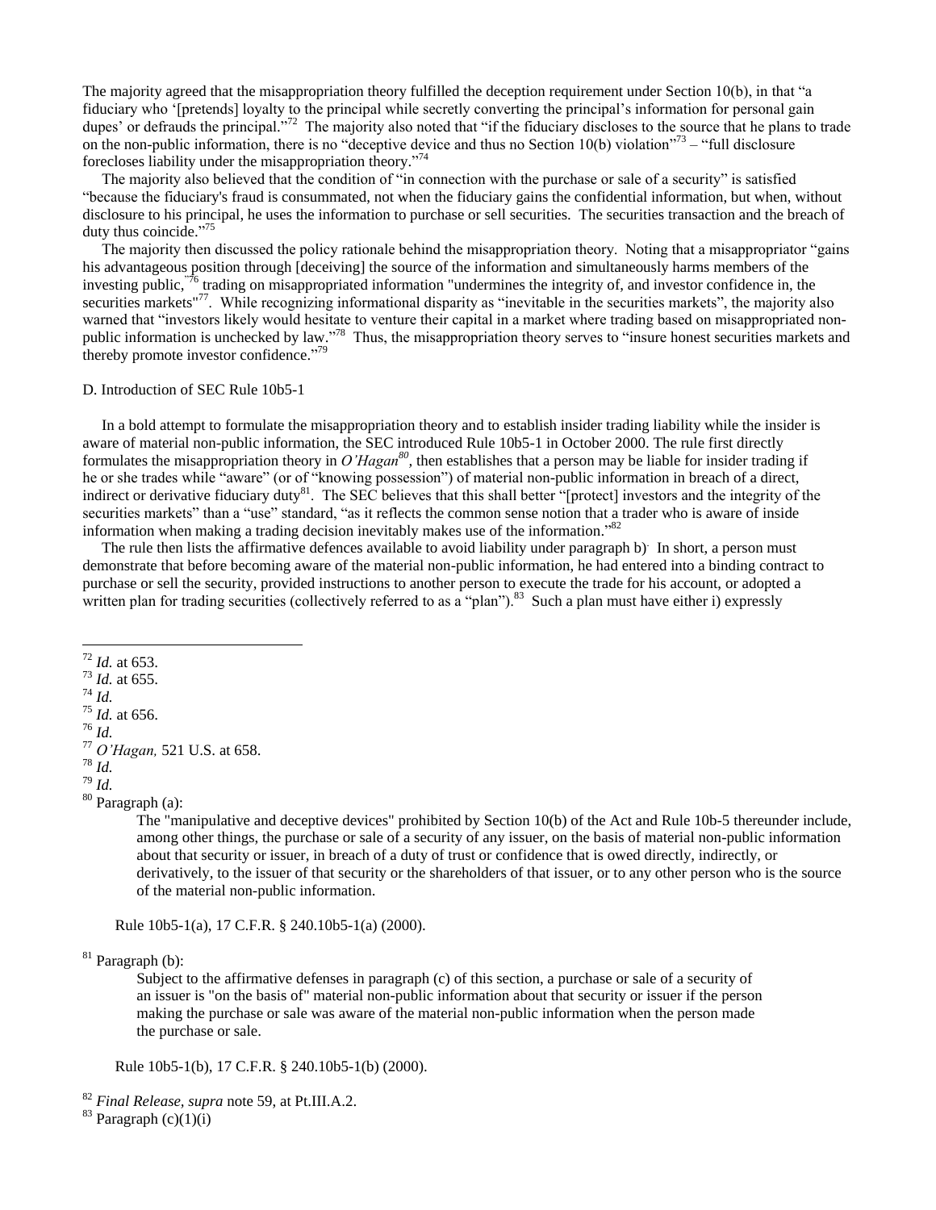The majority agreed that the misappropriation theory fulfilled the deception requirement under Section 10(b), in that "a fiduciary who '[pretends] loyalty to the principal while secretly converting the principal's information for personal gain dupes' or defrauds the principal."[72] The majority also noted that "if the fiduciary discloses to the source that he plans to trade on the non-public information, there is no "deceptive device and thus no Section 10(b) violation"[73] – "full disclosure forecloses liability under the misappropriation theory."[74]

The majority also believed that the condition of "in connection with the purchase or sale of a security" is satisfied "because the fiduciary's fraud is consummated, not when the fiduciary gains the confidential information, but when, without disclosure to his principal, he uses the information to purchase or sell securities. The securities transaction and the breach of duty thus coincide."[75]

The majority then discussed the policy rationale behind the misappropriation theory. Noting that a misappropriator "gains his advantageous position through [deceiving] the source of the information and simultaneously harms members of the investing public,"[76] trading on misappropriated information "undermines the integrity of, and investor confidence in, the securities markets"[77]. While recognizing informational disparity as "inevitable in the securities markets", the majority also warned that "investors likely would hesitate to venture their capital in a market where trading based on misappropriated non-public information is unchecked by law."[78] Thus, the misappropriation theory serves to "insure honest securities markets and thereby promote investor confidence."[79]

D. Introduction of SEC Rule 10b5-1

In a bold attempt to formulate the misappropriation theory and to establish insider trading liability while the insider is aware of material non-public information, the SEC introduced Rule 10b5-1 in October 2000. The rule first directly formulates the misappropriation theory in *O'Hagan*[80], then establishes that a person may be liable for insider trading if he or she trades while "aware" (or of "knowing possession") of material non-public information in breach of a direct, indirect or derivative fiduciary duty[81]. The SEC believes that this shall better "[protect] investors and the integrity of the securities markets" than a "use" standard, "as it reflects the common sense notion that a trader who is aware of inside information when making a trading decision inevitably makes use of the information."[82]

The rule then lists the affirmative defences available to avoid liability under paragraph b). In short, a person must demonstrate that before becoming aware of the material non-public information, he had entered into a binding contract to purchase or sell the security, provided instructions to another person to execute the trade for his account, or adopted a written plan for trading securities (collectively referred to as a "plan").[83] Such a plan must have either i) expressly

---

[72] *Id.* at 653.

[73] *Id.* at 655.

[74] *Id.*

[75] *Id.* at 656.

[76] *Id.*

[77] *O'Hagan,* 521 U.S. at 658.

[78] *Id.*

[79] *Id.*

[80] Paragraph (a):

> The "manipulative and deceptive devices" prohibited by Section 10(b) of the Act and Rule 10b-5 thereunder include, among other things, the purchase or sale of a security of any issuer, on the basis of material non-public information about that security or issuer, in breach of a duty of trust or confidence that is owed directly, indirectly, or derivatively, to the issuer of that security or the shareholders of that issuer, or to any other person who is the source of the material non-public information.

Rule 10b5-1(a), 17 C.F.R. § 240.10b5-1(a) (2000).

[81] Paragraph (b):

> Subject to the affirmative defenses in paragraph (c) of this section, a purchase or sale of a security of an issuer is "on the basis of" material non-public information about that security or issuer if the person making the purchase or sale was aware of the material non-public information when the person made the purchase or sale.

Rule 10b5-1(b), 17 C.F.R. § 240.10b5-1(b) (2000).

[82] *Final Release*, *supra* note 59, at Pt.III.A.2.

[83] Paragraph (c)(1)(i)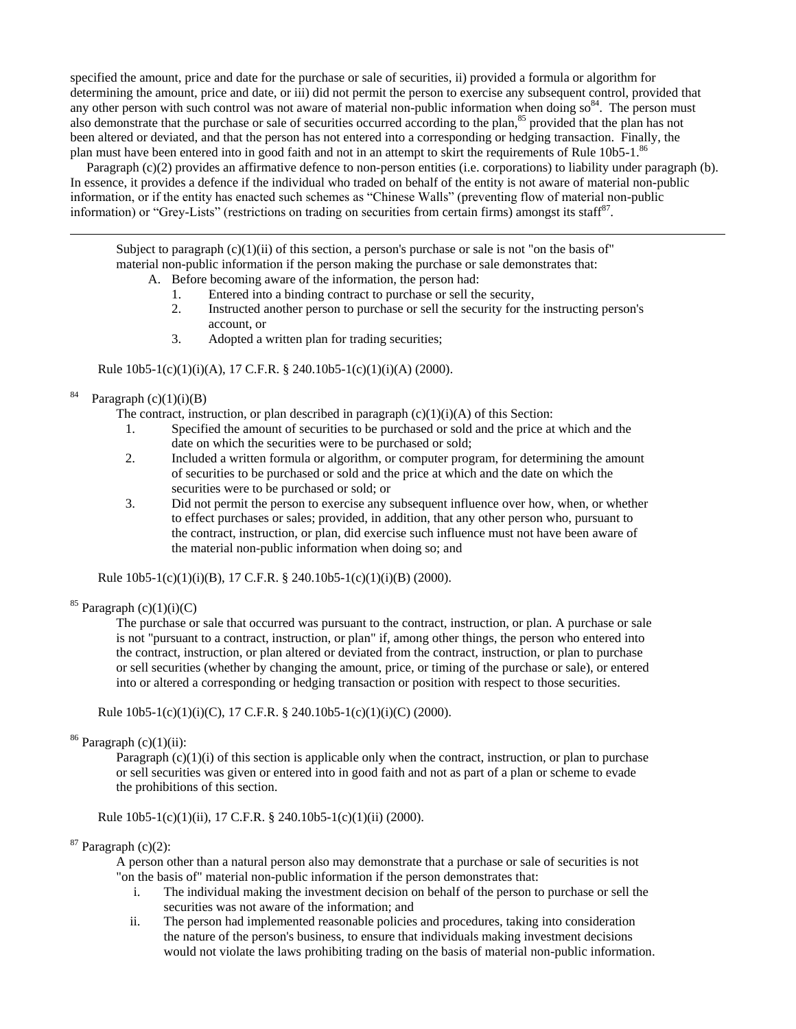specified the amount, price and date for the purchase or sale of securities, ii) provided a formula or algorithm for determining the amount, price and date, or iii) did not permit the person to exercise any subsequent control, provided that any other person with such control was not aware of material non-public information when doing so[84]. The person must also demonstrate that the purchase or sale of securities occurred according to the plan,[85] provided that the plan has not been altered or deviated, and that the person has not entered into a corresponding or hedging transaction. Finally, the plan must have been entered into in good faith and not in an attempt to skirt the requirements of Rule 10b5-1.[86]

Paragraph (c)(2) provides an affirmative defence to non-person entities (i.e. corporations) to liability under paragraph (b). In essence, it provides a defence if the individual who traded on behalf of the entity is not aware of material non-public information, or if the entity has enacted such schemes as "Chinese Walls" (preventing flow of material non-public information) or "Grey-Lists" (restrictions on trading on securities from certain firms) amongst its staff[87].

---

> Subject to paragraph (c)(1)(ii) of this section, a person's purchase or sale is not "on the basis of" material non-public information if the person making the purchase or sale demonstrates that:
>
> A. Before becoming aware of the information, the person had:
>    1. Entered into a binding contract to purchase or sell the security,
>    2. Instructed another person to purchase or sell the security for the instructing person's account, or
>    3. Adopted a written plan for trading securities;

Rule 10b5-1(c)(1)(i)(A), 17 C.F.R. § 240.10b5-1(c)(1)(i)(A) (2000).

[84] Paragraph (c)(1)(i)(B)

> The contract, instruction, or plan described in paragraph (c)(1)(i)(A) of this Section:
>
> 1. Specified the amount of securities to be purchased or sold and the price at which and the date on which the securities were to be purchased or sold;
> 2. Included a written formula or algorithm, or computer program, for determining the amount of securities to be purchased or sold and the price at which and the date on which the securities were to be purchased or sold; or
> 3. Did not permit the person to exercise any subsequent influence over how, when, or whether to effect purchases or sales; provided, in addition, that any other person who, pursuant to the contract, instruction, or plan, did exercise such influence must not have been aware of the material non-public information when doing so; and

Rule 10b5-1(c)(1)(i)(B), 17 C.F.R. § 240.10b5-1(c)(1)(i)(B) (2000).

[85] Paragraph (c)(1)(i)(C)

> The purchase or sale that occurred was pursuant to the contract, instruction, or plan. A purchase or sale is not "pursuant to a contract, instruction, or plan" if, among other things, the person who entered into the contract, instruction, or plan altered or deviated from the contract, instruction, or plan to purchase or sell securities (whether by changing the amount, price, or timing of the purchase or sale), or entered into or altered a corresponding or hedging transaction or position with respect to those securities.

Rule 10b5-1(c)(1)(i)(C), 17 C.F.R. § 240.10b5-1(c)(1)(i)(C) (2000).

[86] Paragraph (c)(1)(ii):

> Paragraph (c)(1)(i) of this section is applicable only when the contract, instruction, or plan to purchase or sell securities was given or entered into in good faith and not as part of a plan or scheme to evade the prohibitions of this section.

Rule 10b5-1(c)(1)(ii), 17 C.F.R. § 240.10b5-1(c)(1)(ii) (2000).

[87] Paragraph (c)(2):

> A person other than a natural person also may demonstrate that a purchase or sale of securities is not "on the basis of" material non-public information if the person demonstrates that:
>
> i. The individual making the investment decision on behalf of the person to purchase or sell the securities was not aware of the information; and
> ii. The person had implemented reasonable policies and procedures, taking into consideration the nature of the person's business, to ensure that individuals making investment decisions would not violate the laws prohibiting trading on the basis of material non-public information.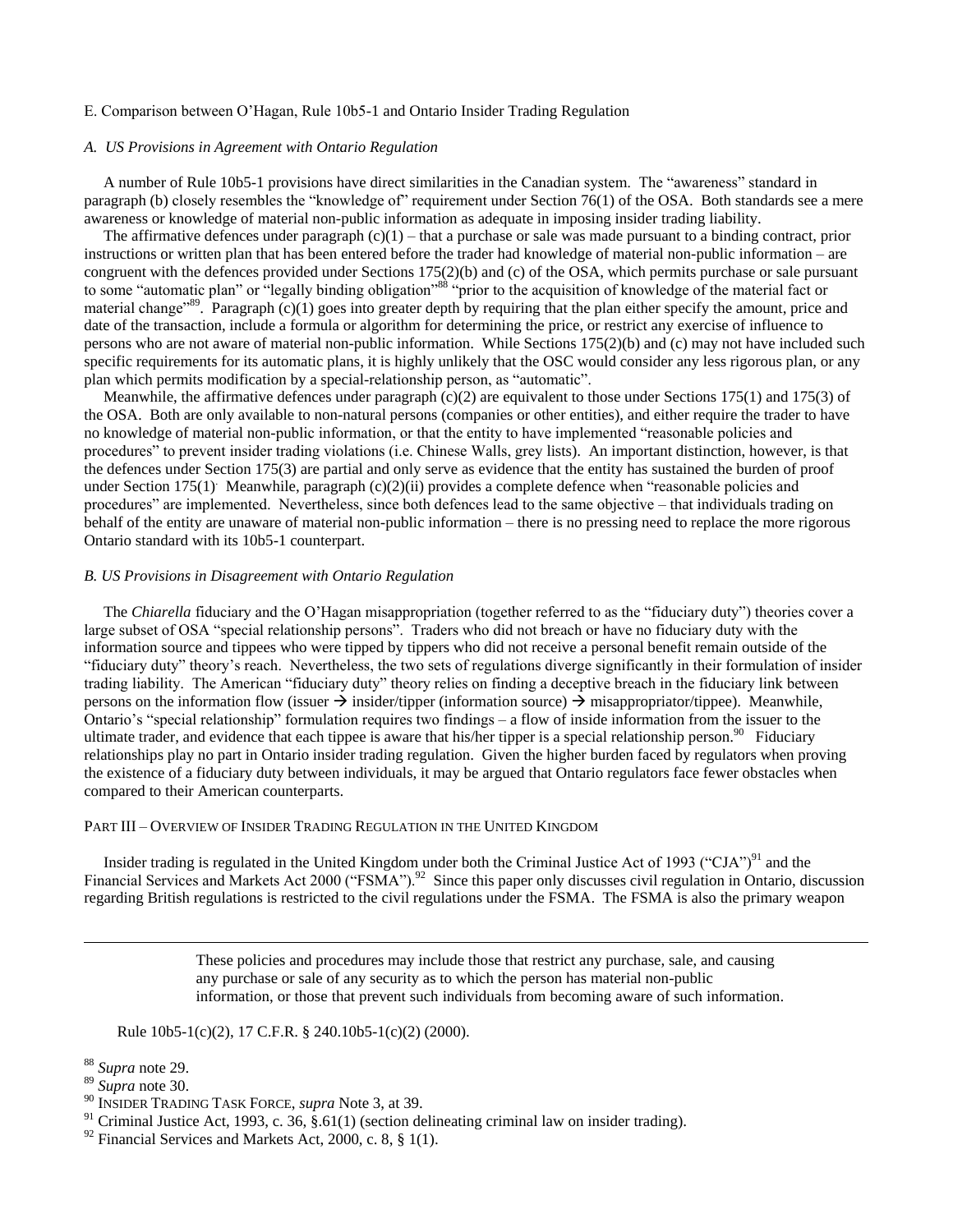E. Comparison between O'Hagan, Rule 10b5-1 and Ontario Insider Trading Regulation

*A. US Provisions in Agreement with Ontario Regulation*

A number of Rule 10b5-1 provisions have direct similarities in the Canadian system. The "awareness" standard in paragraph (b) closely resembles the "knowledge of" requirement under Section 76(1) of the OSA. Both standards see a mere awareness or knowledge of material non-public information as adequate in imposing insider trading liability.

The affirmative defences under paragraph (c)(1) – that a purchase or sale was made pursuant to a binding contract, prior instructions or written plan that has been entered before the trader had knowledge of material non-public information – are congruent with the defences provided under Sections 175(2)(b) and (c) of the OSA, which permits purchase or sale pursuant to some "automatic plan" or "legally binding obligation"[88] "prior to the acquisition of knowledge of the material fact or material change"[89]. Paragraph (c)(1) goes into greater depth by requiring that the plan either specify the amount, price and date of the transaction, include a formula or algorithm for determining the price, or restrict any exercise of influence to persons who are not aware of material non-public information. While Sections 175(2)(b) and (c) may not have included such specific requirements for its automatic plans, it is highly unlikely that the OSC would consider any less rigorous plan, or any plan which permits modification by a special-relationship person, as "automatic".

Meanwhile, the affirmative defences under paragraph (c)(2) are equivalent to those under Sections 175(1) and 175(3) of the OSA. Both are only available to non-natural persons (companies or other entities), and either require the trader to have no knowledge of material non-public information, or that the entity to have implemented "reasonable policies and procedures" to prevent insider trading violations (i.e. Chinese Walls, grey lists). An important distinction, however, is that the defences under Section 175(3) are partial and only serve as evidence that the entity has sustained the burden of proof under Section 175(1). Meanwhile, paragraph (c)(2)(ii) provides a complete defence when "reasonable policies and procedures" are implemented. Nevertheless, since both defences lead to the same objective – that individuals trading on behalf of the entity are unaware of material non-public information – there is no pressing need to replace the more rigorous Ontario standard with its 10b5-1 counterpart.

*B. US Provisions in Disagreement with Ontario Regulation*

The *Chiarella* fiduciary and the O'Hagan misappropriation (together referred to as the "fiduciary duty") theories cover a large subset of OSA "special relationship persons". Traders who did not breach or have no fiduciary duty with the information source and tippees who were tipped by tippers who did not receive a personal benefit remain outside of the "fiduciary duty" theory's reach. Nevertheless, the two sets of regulations diverge significantly in their formulation of insider trading liability. The American "fiduciary duty" theory relies on finding a deceptive breach in the fiduciary link between persons on the information flow (issuer → insider/tipper (information source) → misappropriator/tippee). Meanwhile, Ontario's "special relationship" formulation requires two findings – a flow of inside information from the issuer to the ultimate trader, and evidence that each tippee is aware that his/her tipper is a special relationship person.[90] Fiduciary relationships play no part in Ontario insider trading regulation. Given the higher burden faced by regulators when proving the existence of a fiduciary duty between individuals, it may be argued that Ontario regulators face fewer obstacles when compared to their American counterparts.

PART III – OVERVIEW OF INSIDER TRADING REGULATION IN THE UNITED KINGDOM

Insider trading is regulated in the United Kingdom under both the Criminal Justice Act of 1993 ("CJA")[91] and the Financial Services and Markets Act 2000 ("FSMA").[92] Since this paper only discusses civil regulation in Ontario, discussion regarding British regulations is restricted to the civil regulations under the FSMA. The FSMA is also the primary weapon

---

> These policies and procedures may include those that restrict any purchase, sale, and causing any purchase or sale of any security as to which the person has material non-public information, or those that prevent such individuals from becoming aware of such information.

Rule 10b5-1(c)(2), 17 C.F.R. § 240.10b5-1(c)(2) (2000).

[88] *Supra* note 29.

[89] *Supra* note 30.

[90] INSIDER TRADING TASK FORCE, *supra* Note 3, at 39.

[91] Criminal Justice Act, 1993, c. 36, §.61(1) (section delineating criminal law on insider trading).

[92] Financial Services and Markets Act, 2000, c. 8, § 1(1).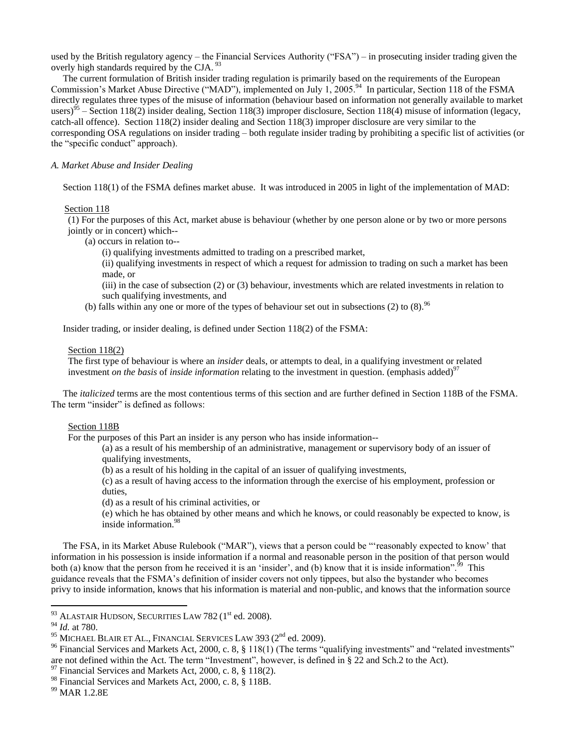used by the British regulatory agency – the Financial Services Authority ("FSA") – in prosecuting insider trading given the overly high standards required by the CJA.[93]

The current formulation of British insider trading regulation is primarily based on the requirements of the European Commission's Market Abuse Directive ("MAD"), implemented on July 1, 2005.[94] In particular, Section 118 of the FSMA directly regulates three types of the misuse of information (behaviour based on information not generally available to market users)[95] – Section 118(2) insider dealing, Section 118(3) improper disclosure, Section 118(4) misuse of information (legacy, catch-all offence). Section 118(2) insider dealing and Section 118(3) improper disclosure are very similar to the corresponding OSA regulations on insider trading – both regulate insider trading by prohibiting a specific list of activities (or the "specific conduct" approach).

*A. Market Abuse and Insider Dealing*

Section 118(1) of the FSMA defines market abuse. It was introduced in 2005 in light of the implementation of MAD:

> Section 118
>
> (1) For the purposes of this Act, market abuse is behaviour (whether by one person alone or by two or more persons jointly or in concert) which--
>
> (a) occurs in relation to--
>
> (i) qualifying investments admitted to trading on a prescribed market,
>
> (ii) qualifying investments in respect of which a request for admission to trading on such a market has been made, or
>
> (iii) in the case of subsection (2) or (3) behaviour, investments which are related investments in relation to such qualifying investments, and
>
> (b) falls within any one or more of the types of behaviour set out in subsections (2) to (8).[96]

Insider trading, or insider dealing, is defined under Section 118(2) of the FSMA:

> Section 118(2)
>
> The first type of behaviour is where an *insider* deals, or attempts to deal, in a qualifying investment or related investment *on the basis* of *inside information* relating to the investment in question. (emphasis added)[97]

The *italicized* terms are the most contentious terms of this section and are further defined in Section 118B of the FSMA. The term "insider" is defined as follows:

> Section 118B
>
> For the purposes of this Part an insider is any person who has inside information--
>
> (a) as a result of his membership of an administrative, management or supervisory body of an issuer of qualifying investments,
>
> (b) as a result of his holding in the capital of an issuer of qualifying investments,
>
> (c) as a result of having access to the information through the exercise of his employment, profession or duties,
>
> (d) as a result of his criminal activities, or
>
> (e) which he has obtained by other means and which he knows, or could reasonably be expected to know, is inside information.[98]

The FSA, in its Market Abuse Rulebook ("MAR"), views that a person could be "'reasonably expected to know' that information in his possession is inside information if a normal and reasonable person in the position of that person would both (a) know that the person from he received it is an 'insider', and (b) know that it is inside information".[99] This guidance reveals that the FSMA's definition of insider covers not only tippees, but also the bystander who becomes privy to inside information, knows that his information is material and non-public, and knows that the information source

---

[93] ALASTAIR HUDSON, SECURITIES LAW 782 (1st ed. 2008).

[94] *Id.* at 780.

[95] MICHAEL BLAIR ET AL., FINANCIAL SERVICES LAW 393 (2nd ed. 2009).

[96] Financial Services and Markets Act, 2000, c. 8, § 118(1) (The terms "qualifying investments" and "related investments" are not defined within the Act. The term "Investment", however, is defined in § 22 and Sch.2 to the Act).

[97] Financial Services and Markets Act, 2000, c. 8, § 118(2).

[98] Financial Services and Markets Act, 2000, c. 8, § 118B.

[99] MAR 1.2.8E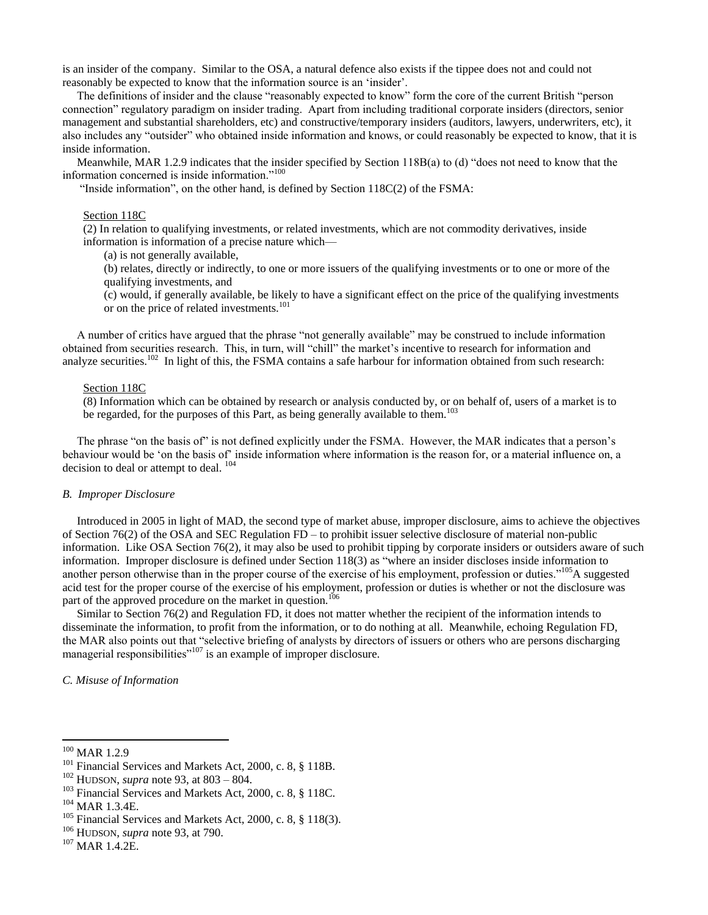is an insider of the company. Similar to the OSA, a natural defence also exists if the tippee does not and could not reasonably be expected to know that the information source is an 'insider'.

The definitions of insider and the clause "reasonably expected to know" form the core of the current British "person connection" regulatory paradigm on insider trading. Apart from including traditional corporate insiders (directors, senior management and substantial shareholders, etc) and constructive/temporary insiders (auditors, lawyers, underwriters, etc), it also includes any "outsider" who obtained inside information and knows, or could reasonably be expected to know, that it is inside information.

Meanwhile, MAR 1.2.9 indicates that the insider specified by Section 118B(a) to (d) "does not need to know that the information concerned is inside information."[100]

"Inside information", on the other hand, is defined by Section 118C(2) of the FSMA:

> Section 118C
>
> (2) In relation to qualifying investments, or related investments, which are not commodity derivatives, inside information is information of a precise nature which—
>
> (a) is not generally available,
>
> (b) relates, directly or indirectly, to one or more issuers of the qualifying investments or to one or more of the qualifying investments, and
>
> (c) would, if generally available, be likely to have a significant effect on the price of the qualifying investments or on the price of related investments.[101]

A number of critics have argued that the phrase "not generally available" may be construed to include information obtained from securities research. This, in turn, will "chill" the market's incentive to research for information and analyze securities.[102] In light of this, the FSMA contains a safe harbour for information obtained from such research:

> Section 118C
>
> (8) Information which can be obtained by research or analysis conducted by, or on behalf of, users of a market is to be regarded, for the purposes of this Part, as being generally available to them.[103]

The phrase "on the basis of" is not defined explicitly under the FSMA. However, the MAR indicates that a person's behaviour would be 'on the basis of' inside information where information is the reason for, or a material influence on, a decision to deal or attempt to deal. [104]

### *B. Improper Disclosure*

Introduced in 2005 in light of MAD, the second type of market abuse, improper disclosure, aims to achieve the objectives of Section 76(2) of the OSA and SEC Regulation FD – to prohibit issuer selective disclosure of material non-public information. Like OSA Section 76(2), it may also be used to prohibit tipping by corporate insiders or outsiders aware of such information. Improper disclosure is defined under Section 118(3) as "where an insider discloses inside information to another person otherwise than in the proper course of the exercise of his employment, profession or duties."[105] A suggested acid test for the proper course of the exercise of his employment, profession or duties is whether or not the disclosure was part of the approved procedure on the market in question.[106]

Similar to Section 76(2) and Regulation FD, it does not matter whether the recipient of the information intends to disseminate the information, to profit from the information, or to do nothing at all. Meanwhile, echoing Regulation FD, the MAR also points out that "selective briefing of analysts by directors of issuers or others who are persons discharging managerial responsibilities"[107] is an example of improper disclosure.

### *C. Misuse of Information*

---

[100] MAR 1.2.9

[101] Financial Services and Markets Act, 2000, c. 8, § 118B.

[102] HUDSON, *supra* note 93, at 803 – 804.

[103] Financial Services and Markets Act, 2000, c. 8, § 118C.

[104] MAR 1.3.4E.

[105] Financial Services and Markets Act, 2000, c. 8, § 118(3).

[106] HUDSON, *supra* note 93, at 790.

[107] MAR 1.4.2E.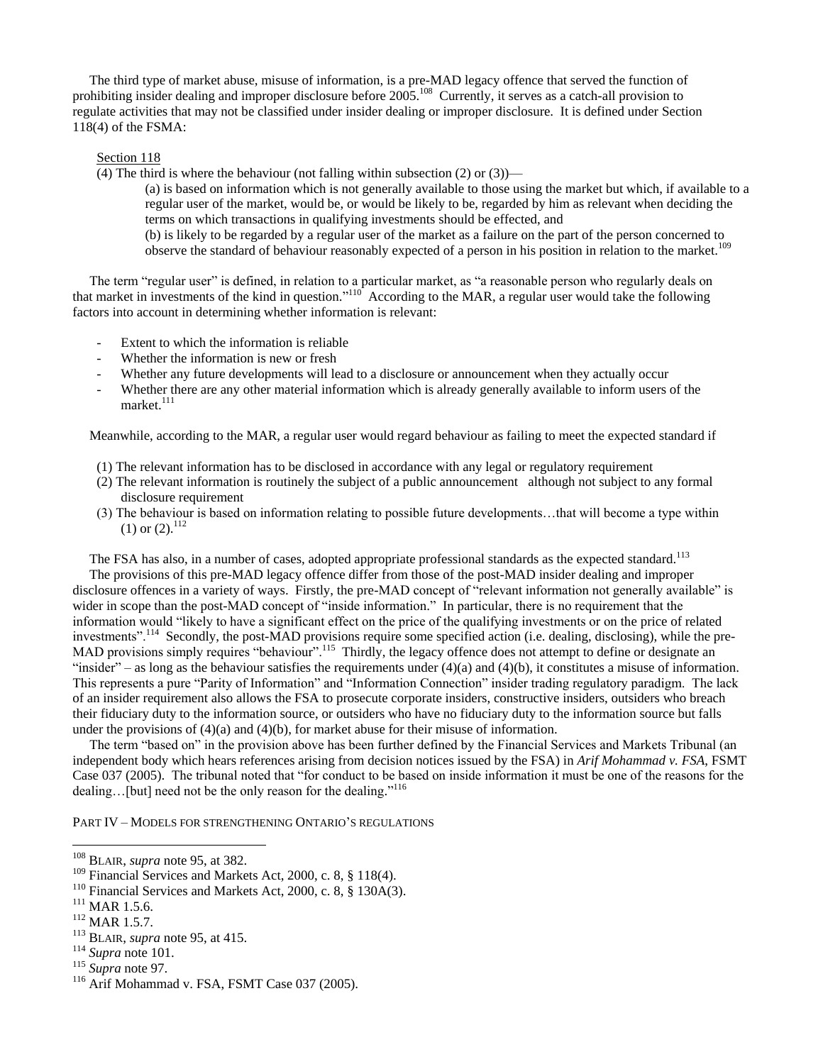The third type of market abuse, misuse of information, is a pre-MAD legacy offence that served the function of prohibiting insider dealing and improper disclosure before 2005.[108] Currently, it serves as a catch-all provision to regulate activities that may not be classified under insider dealing or improper disclosure. It is defined under Section 118(4) of the FSMA:

> <u>Section 118</u>
>
> (4) The third is where the behaviour (not falling within subsection (2) or (3))—
>
> (a) is based on information which is not generally available to those using the market but which, if available to a regular user of the market, would be, or would be likely to be, regarded by him as relevant when deciding the terms on which transactions in qualifying investments should be effected, and
>
> (b) is likely to be regarded by a regular user of the market as a failure on the part of the person concerned to observe the standard of behaviour reasonably expected of a person in his position in relation to the market.[109]

The term "regular user" is defined, in relation to a particular market, as "a reasonable person who regularly deals on that market in investments of the kind in question."[110] According to the MAR, a regular user would take the following factors into account in determining whether information is relevant:

- Extent to which the information is reliable
- Whether the information is new or fresh
- Whether any future developments will lead to a disclosure or announcement when they actually occur
- Whether there are any other material information which is already generally available to inform users of the market.[111]

Meanwhile, according to the MAR, a regular user would regard behaviour as failing to meet the expected standard if

(1) The relevant information has to be disclosed in accordance with any legal or regulatory requirement

(2) The relevant information is routinely the subject of a public announcement although not subject to any formal disclosure requirement

(3) The behaviour is based on information relating to possible future developments…that will become a type within (1) or (2).[112]

The FSA has also, in a number of cases, adopted appropriate professional standards as the expected standard.[113]

The provisions of this pre-MAD legacy offence differ from those of the post-MAD insider dealing and improper disclosure offences in a variety of ways. Firstly, the pre-MAD concept of "relevant information not generally available" is wider in scope than the post-MAD concept of "inside information." In particular, there is no requirement that the information would "likely to have a significant effect on the price of the qualifying investments or on the price of related investments".[114] Secondly, the post-MAD provisions require some specified action (i.e. dealing, disclosing), while the pre-MAD provisions simply requires "behaviour".[115] Thirdly, the legacy offence does not attempt to define or designate an "insider" – as long as the behaviour satisfies the requirements under (4)(a) and (4)(b), it constitutes a misuse of information. This represents a pure "Parity of Information" and "Information Connection" insider trading regulatory paradigm. The lack of an insider requirement also allows the FSA to prosecute corporate insiders, constructive insiders, outsiders who breach their fiduciary duty to the information source, or outsiders who have no fiduciary duty to the information source but falls under the provisions of (4)(a) and (4)(b), for market abuse for their misuse of information.

The term "based on" in the provision above has been further defined by the Financial Services and Markets Tribunal (an independent body which hears references arising from decision notices issued by the FSA) in *Arif Mohammad v. FSA*, FSMT Case 037 (2005). The tribunal noted that "for conduct to be based on inside information it must be one of the reasons for the dealing…[but] need not be the only reason for the dealing."[116]

## Part IV – Models for strengthening Ontario's regulations

---

[108] Blair, *supra* note 95, at 382.

[109] Financial Services and Markets Act, 2000, c. 8, § 118(4).

[110] Financial Services and Markets Act, 2000, c. 8, § 130A(3).

[111] MAR 1.5.6.

[112] MAR 1.5.7.

[113] Blair, *supra* note 95, at 415.

[114] *Supra* note 101.

[115] *Supra* note 97.

[116] Arif Mohammad v. FSA, FSMT Case 037 (2005).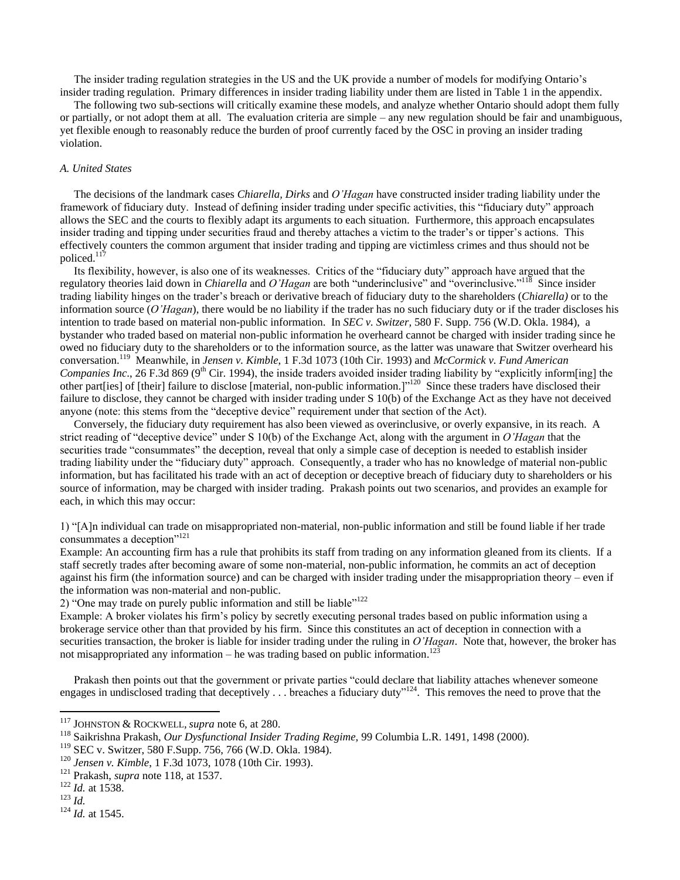The insider trading regulation strategies in the US and the UK provide a number of models for modifying Ontario's insider trading regulation. Primary differences in insider trading liability under them are listed in Table 1 in the appendix.

The following two sub-sections will critically examine these models, and analyze whether Ontario should adopt them fully or partially, or not adopt them at all. The evaluation criteria are simple – any new regulation should be fair and unambiguous, yet flexible enough to reasonably reduce the burden of proof currently faced by the OSC in proving an insider trading violation.

### *A. United States*

The decisions of the landmark cases *Chiarella, Dirks* and *O'Hagan* have constructed insider trading liability under the framework of fiduciary duty. Instead of defining insider trading under specific activities, this "fiduciary duty" approach allows the SEC and the courts to flexibly adapt its arguments to each situation. Furthermore, this approach encapsulates insider trading and tipping under securities fraud and thereby attaches a victim to the trader's or tipper's actions. This effectively counters the common argument that insider trading and tipping are victimless crimes and thus should not be policed.[117]

Its flexibility, however, is also one of its weaknesses. Critics of the "fiduciary duty" approach have argued that the regulatory theories laid down in *Chiarella* and *O'Hagan* are both "underinclusive" and "overinclusive."[118] Since insider trading liability hinges on the trader's breach or derivative breach of fiduciary duty to the shareholders (*Chiarella)* or to the information source (*O'Hagan*), there would be no liability if the trader has no such fiduciary duty or if the trader discloses his intention to trade based on material non-public information. In *SEC v. Switzer,* 580 F. Supp. 756 (W.D. Okla. 1984), a bystander who traded based on material non-public information he overheard cannot be charged with insider trading since he owed no fiduciary duty to the shareholders or to the information source, as the latter was unaware that Switzer overheard his conversation.[119] Meanwhile, in *Jensen v. Kimble,* 1 F.3d 1073 (10th Cir. 1993) and *McCormick v. Fund American Companies Inc*., 26 F.3d 869 (9th Cir. 1994), the inside traders avoided insider trading liability by "explicitly inform[ing] the other part[ies] of [their] failure to disclose [material, non-public information.]"[120] Since these traders have disclosed their failure to disclose, they cannot be charged with insider trading under S 10(b) of the Exchange Act as they have not deceived anyone (note: this stems from the "deceptive device" requirement under that section of the Act).

Conversely, the fiduciary duty requirement has also been viewed as overinclusive, or overly expansive, in its reach. A strict reading of "deceptive device" under S 10(b) of the Exchange Act, along with the argument in *O'Hagan* that the securities trade "consummates" the deception, reveal that only a simple case of deception is needed to establish insider trading liability under the "fiduciary duty" approach. Consequently, a trader who has no knowledge of material non-public information, but has facilitated his trade with an act of deception or deceptive breach of fiduciary duty to shareholders or his source of information, may be charged with insider trading. Prakash points out two scenarios, and provides an example for each, in which this may occur:

1) "[A]n individual can trade on misappropriated non-material, non-public information and still be found liable if her trade consummates a deception"[121]
Example: An accounting firm has a rule that prohibits its staff from trading on any information gleaned from its clients. If a staff secretly trades after becoming aware of some non-material, non-public information, he commits an act of deception against his firm (the information source) and can be charged with insider trading under the misappropriation theory – even if the information was non-material and non-public.
2) "One may trade on purely public information and still be liable"[122]
Example: A broker violates his firm's policy by secretly executing personal trades based on public information using a brokerage service other than that provided by his firm. Since this constitutes an act of deception in connection with a securities transaction, the broker is liable for insider trading under the ruling in *O'Hagan*. Note that, however, the broker has not misappropriated any information – he was trading based on public information.[123]

Prakash then points out that the government or private parties "could declare that liability attaches whenever someone engages in undisclosed trading that deceptively . . . breaches a fiduciary duty"[124]. This removes the need to prove that the

---

[117] JOHNSTON & ROCKWELL, *supra* note 6, at 280.
[118] Saikrishna Prakash, *Our Dysfunctional Insider Trading Regime,* 99 Columbia L.R. 1491, 1498 (2000).
[119] SEC v. Switzer, 580 F.Supp. 756, 766 (W.D. Okla. 1984).
[120] *Jensen v. Kimble*, 1 F.3d 1073, 1078 (10th Cir. 1993).
[121] Prakash, *supra* note 118, at 1537.
[122] *Id.* at 1538.
[123] *Id.*
[124] *Id.* at 1545.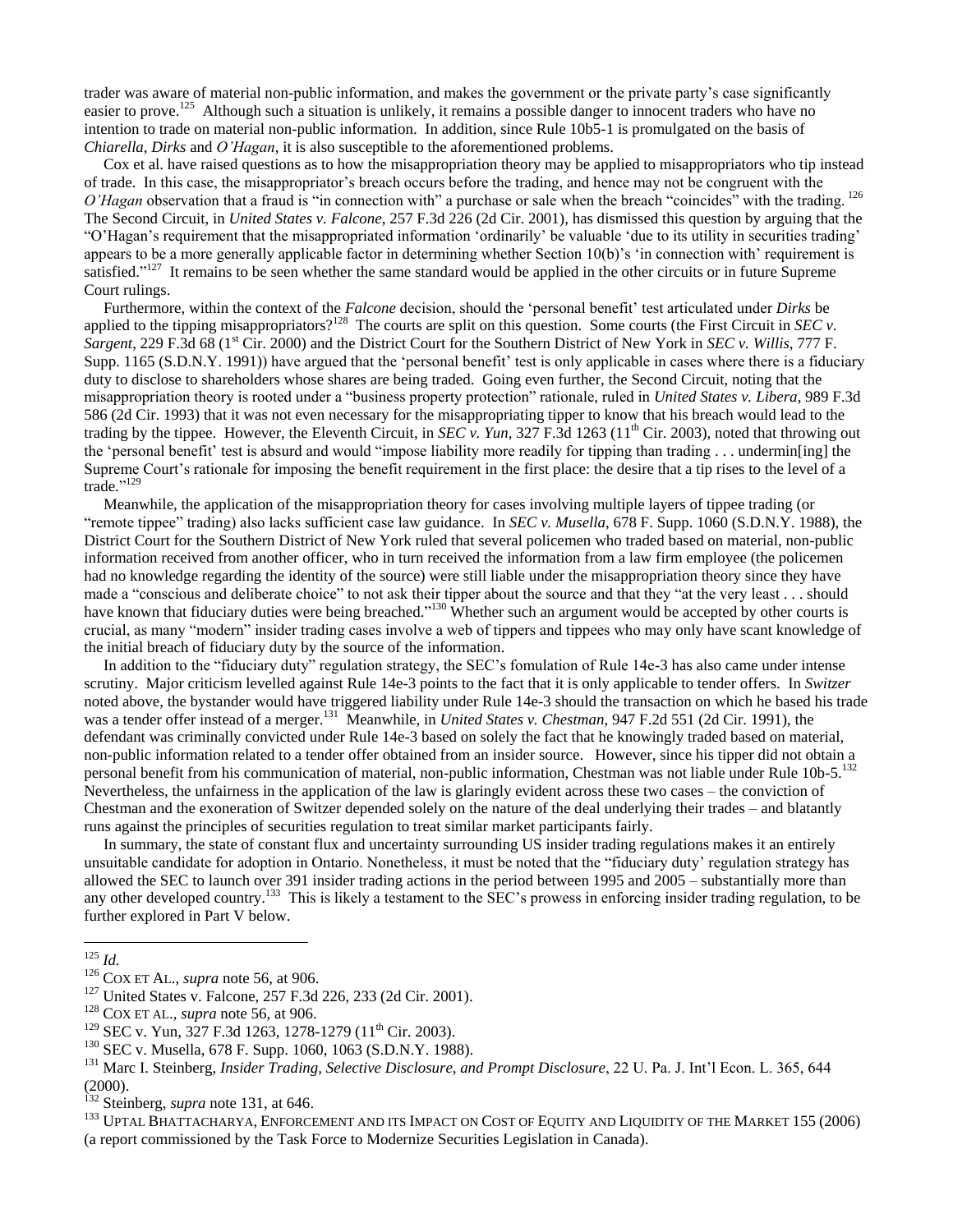trader was aware of material non-public information, and makes the government or the private party's case significantly easier to prove.[125] Although such a situation is unlikely, it remains a possible danger to innocent traders who have no intention to trade on material non-public information. In addition, since Rule 10b5-1 is promulgated on the basis of *Chiarella, Dirks* and *O'Hagan*, it is also susceptible to the aforementioned problems.

Cox et al. have raised questions as to how the misappropriation theory may be applied to misappropriators who tip instead of trade. In this case, the misappropriator's breach occurs before the trading, and hence may not be congruent with the *O'Hagan* observation that a fraud is "in connection with" a purchase or sale when the breach "coincides" with the trading.[126] The Second Circuit, in *United States v. Falcone*, 257 F.3d 226 (2d Cir. 2001), has dismissed this question by arguing that the "O'Hagan's requirement that the misappropriated information 'ordinarily' be valuable 'due to its utility in securities trading' appears to be a more generally applicable factor in determining whether Section 10(b)'s 'in connection with' requirement is satisfied."[127] It remains to be seen whether the same standard would be applied in the other circuits or in future Supreme Court rulings.

Furthermore, within the context of the *Falcone* decision, should the 'personal benefit' test articulated under *Dirks* be applied to the tipping misappropriators?[128] The courts are split on this question. Some courts (the First Circuit in *SEC v. Sargent*, 229 F.3d 68 (1st Cir. 2000) and the District Court for the Southern District of New York in *SEC v. Willis*, 777 F. Supp. 1165 (S.D.N.Y. 1991)) have argued that the 'personal benefit' test is only applicable in cases where there is a fiduciary duty to disclose to shareholders whose shares are being traded. Going even further, the Second Circuit, noting that the misappropriation theory is rooted under a "business property protection" rationale, ruled in *United States v. Libera*, 989 F.3d 586 (2d Cir. 1993) that it was not even necessary for the misappropriating tipper to know that his breach would lead to the trading by the tippee. However, the Eleventh Circuit, in *SEC v. Yun*, 327 F.3d 1263 (11th Cir. 2003), noted that throwing out the 'personal benefit' test is absurd and would "impose liability more readily for tipping than trading . . . undermin[ing] the Supreme Court's rationale for imposing the benefit requirement in the first place: the desire that a tip rises to the level of a trade."[129]

Meanwhile, the application of the misappropriation theory for cases involving multiple layers of tippee trading (or "remote tippee" trading) also lacks sufficient case law guidance. In *SEC v. Musella*, 678 F. Supp. 1060 (S.D.N.Y. 1988), the District Court for the Southern District of New York ruled that several policemen who traded based on material, non-public information received from another officer, who in turn received the information from a law firm employee (the policemen had no knowledge regarding the identity of the source) were still liable under the misappropriation theory since they have made a "conscious and deliberate choice" to not ask their tipper about the source and that they "at the very least . . . should have known that fiduciary duties were being breached."[130] Whether such an argument would be accepted by other courts is crucial, as many "modern" insider trading cases involve a web of tippers and tippees who may only have scant knowledge of the initial breach of fiduciary duty by the source of the information.

In addition to the "fiduciary duty" regulation strategy, the SEC's fomulation of Rule 14e-3 has also came under intense scrutiny. Major criticism levelled against Rule 14e-3 points to the fact that it is only applicable to tender offers. In *Switzer* noted above, the bystander would have triggered liability under Rule 14e-3 should the transaction on which he based his trade was a tender offer instead of a merger.[131] Meanwhile, in *United States v. Chestman*, 947 F.2d 551 (2d Cir. 1991), the defendant was criminally convicted under Rule 14e-3 based on solely the fact that he knowingly traded based on material, non-public information related to a tender offer obtained from an insider source. However, since his tipper did not obtain a personal benefit from his communication of material, non-public information, Chestman was not liable under Rule 10b-5.[132] Nevertheless, the unfairness in the application of the law is glaringly evident across these two cases – the conviction of Chestman and the exoneration of Switzer depended solely on the nature of the deal underlying their trades – and blatantly runs against the principles of securities regulation to treat similar market participants fairly.

In summary, the state of constant flux and uncertainty surrounding US insider trading regulations makes it an entirely unsuitable candidate for adoption in Ontario. Nonetheless, it must be noted that the "fiduciary duty' regulation strategy has allowed the SEC to launch over 391 insider trading actions in the period between 1995 and 2005 – substantially more than any other developed country.[133] This is likely a testament to the SEC's prowess in enforcing insider trading regulation, to be further explored in Part V below.

---

[125] *Id.*

[126] COX ET AL., *supra* note 56, at 906.

[127] United States v. Falcone, 257 F.3d 226, 233 (2d Cir. 2001).

[128] COX ET AL., *supra* note 56, at 906.

[129] SEC v. Yun, 327 F.3d 1263, 1278-1279 (11th Cir. 2003).

[130] SEC v. Musella, 678 F. Supp. 1060, 1063 (S.D.N.Y. 1988).

[131] Marc I. Steinberg, *Insider Trading, Selective Disclosure, and Prompt Disclosure*, 22 U. Pa. J. Int'l Econ. L. 365, 644 (2000).

[132] Steinberg, *supra* note 131, at 646.

[133] UPTAL BHATTACHARYA, ENFORCEMENT AND ITS IMPACT ON COST OF EQUITY AND LIQUIDITY OF THE MARKET 155 (2006) (a report commissioned by the Task Force to Modernize Securities Legislation in Canada).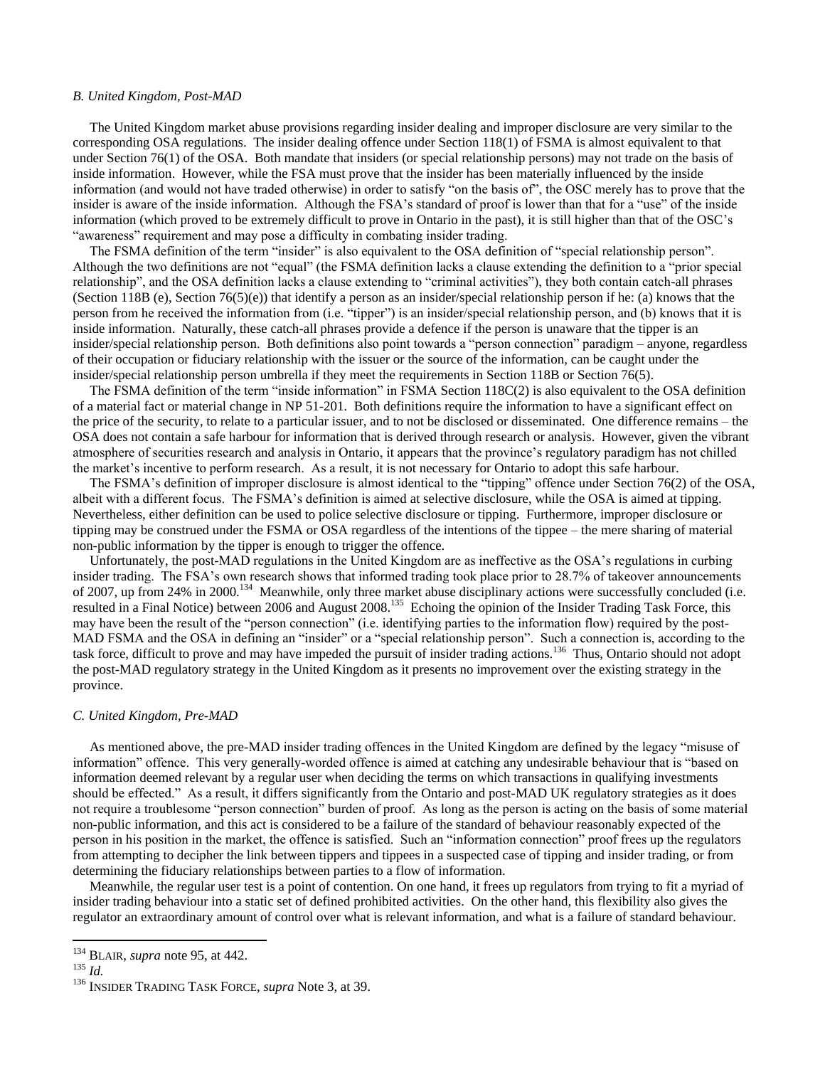### *B. United Kingdom, Post-MAD*

The United Kingdom market abuse provisions regarding insider dealing and improper disclosure are very similar to the corresponding OSA regulations. The insider dealing offence under Section 118(1) of FSMA is almost equivalent to that under Section 76(1) of the OSA. Both mandate that insiders (or special relationship persons) may not trade on the basis of inside information. However, while the FSA must prove that the insider has been materially influenced by the inside information (and would not have traded otherwise) in order to satisfy "on the basis of", the OSC merely has to prove that the insider is aware of the inside information. Although the FSA's standard of proof is lower than that for a "use" of the inside information (which proved to be extremely difficult to prove in Ontario in the past), it is still higher than that of the OSC's "awareness" requirement and may pose a difficulty in combating insider trading.

The FSMA definition of the term "insider" is also equivalent to the OSA definition of "special relationship person". Although the two definitions are not "equal" (the FSMA definition lacks a clause extending the definition to a "prior special relationship", and the OSA definition lacks a clause extending to "criminal activities"), they both contain catch-all phrases (Section 118B (e), Section 76(5)(e)) that identify a person as an insider/special relationship person if he: (a) knows that the person from he received the information from (i.e. "tipper") is an insider/special relationship person, and (b) knows that it is inside information. Naturally, these catch-all phrases also provide a defence if the person is unaware that the tipper is an insider/special relationship person. Both definitions also point towards a "person connection" paradigm – anyone, regardless of their occupation or fiduciary relationship with the issuer or the source of the information, can be caught under the insider/special relationship person umbrella if they meet the requirements in Section 118B or Section 76(5).

The FSMA definition of the term "inside information" in FSMA Section 118C(2) is also equivalent to the OSA definition of a material fact or material change in NP 51-201. Both definitions require the information to have a significant effect on the price of the security, to relate to a particular issuer, and to not be disclosed or disseminated. One difference remains – the OSA does not contain a safe harbour for information that is derived through research or analysis. However, given the vibrant atmosphere of securities research and analysis in Ontario, it appears that the province's regulatory paradigm has not chilled the market's incentive to perform research. As a result, it is not necessary for Ontario to adopt this safe harbour.

The FSMA's definition of improper disclosure is almost identical to the "tipping" offence under Section 76(2) of the OSA, albeit with a different focus. The FSMA's definition is aimed at selective disclosure, while the OSA is aimed at tipping. Nevertheless, either definition can be used to police selective disclosure or tipping. Furthermore, improper disclosure or tipping may be construed under the FSMA or OSA regardless of the intentions of the tippee – the mere sharing of material non-public information by the tipper is enough to trigger the offence.

Unfortunately, the post-MAD regulations in the United Kingdom are as ineffective as the OSA's regulations in curbing insider trading. The FSA's own research shows that informed trading took place prior to 28.7% of takeover announcements of 2007, up from 24% in 2000.[134] Meanwhile, only three market abuse disciplinary actions were successfully concluded (i.e. resulted in a Final Notice) between 2006 and August 2008.[135] Echoing the opinion of the Insider Trading Task Force, this may have been the result of the "person connection" (i.e. identifying parties to the information flow) required by the post-MAD FSMA and the OSA in defining an "insider" or a "special relationship person". Such a connection is, according to the task force, difficult to prove and may have impeded the pursuit of insider trading actions.[136] Thus, Ontario should not adopt the post-MAD regulatory strategy in the United Kingdom as it presents no improvement over the existing strategy in the province.

### *C. United Kingdom, Pre-MAD*

As mentioned above, the pre-MAD insider trading offences in the United Kingdom are defined by the legacy "misuse of information" offence. This very generally-worded offence is aimed at catching any undesirable behaviour that is "based on information deemed relevant by a regular user when deciding the terms on which transactions in qualifying investments should be effected." As a result, it differs significantly from the Ontario and post-MAD UK regulatory strategies as it does not require a troublesome "person connection" burden of proof. As long as the person is acting on the basis of some material non-public information, and this act is considered to be a failure of the standard of behaviour reasonably expected of the person in his position in the market, the offence is satisfied. Such an "information connection" proof frees up the regulators from attempting to decipher the link between tippers and tippees in a suspected case of tipping and insider trading, or from determining the fiduciary relationships between parties to a flow of information.

Meanwhile, the regular user test is a point of contention. On one hand, it frees up regulators from trying to fit a myriad of insider trading behaviour into a static set of defined prohibited activities. On the other hand, this flexibility also gives the regulator an extraordinary amount of control over what is relevant information, and what is a failure of standard behaviour.

---

[134] BLAIR, *supra* note 95, at 442.

[135] *Id.*

[136] INSIDER TRADING TASK FORCE, *supra* Note 3, at 39.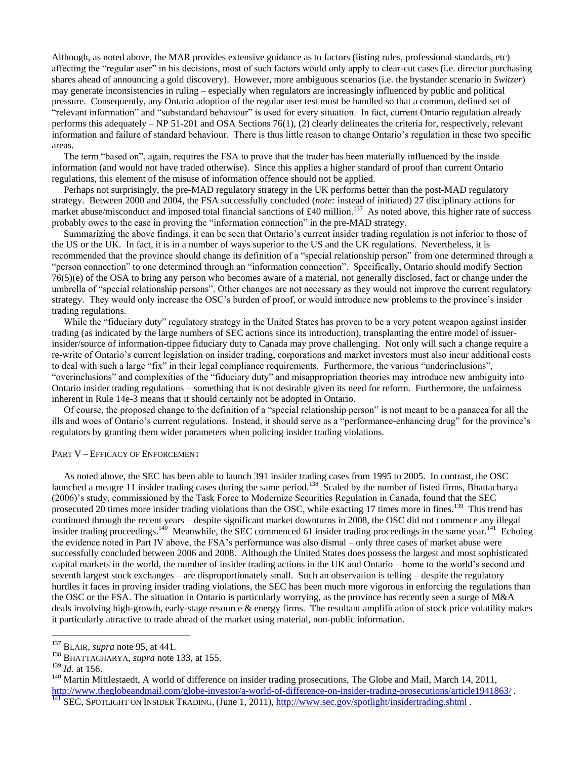Although, as noted above, the MAR provides extensive guidance as to factors (listing rules, professional standards, etc) affecting the "regular user" in his decisions, most of such factors would only apply to clear-cut cases (i.e. director purchasing shares ahead of announcing a gold discovery). However, more ambiguous scenarios (i.e. the bystander scenario in *Switzer*) may generate inconsistencies in ruling – especially when regulators are increasingly influenced by public and political pressure. Consequently, any Ontario adoption of the regular user test must be handled so that a common, defined set of "relevant information" and "substandard behaviour" is used for every situation. In fact, current Ontario regulation already performs this adequately – NP 51-201 and OSA Sections 76(1), (2) clearly delineates the criteria for, respectively, relevant information and failure of standard behaviour. There is thus little reason to change Ontario's regulation in these two specific areas.

The term "based on", again, requires the FSA to prove that the trader has been materially influenced by the inside information (and would not have traded otherwise). Since this applies a higher standard of proof than current Ontario regulations, this element of the misuse of information offence should not be applied.

Perhaps not surprisingly, the pre-MAD regulatory strategy in the UK performs better than the post-MAD regulatory strategy. Between 2000 and 2004, the FSA successfully concluded (*note:* instead of initiated) 27 disciplinary actions for market abuse/misconduct and imposed total financial sanctions of £40 million.[137] As noted above, this higher rate of success probably owes to the ease in proving the "information connection" in the pre-MAD strategy.

Summarizing the above findings, it can be seen that Ontario's current insider trading regulation is not inferior to those of the US or the UK. In fact, it is in a number of ways superior to the US and the UK regulations. Nevertheless, it is recommended that the province should change its definition of a "special relationship person" from one determined through a "person connection" to one determined through an "information connection". Specifically, Ontario should modify Section 76(5)(e) of the OSA to bring any person who becomes aware of a material, not generally disclosed, fact or change under the umbrella of "special relationship persons". Other changes are not necessary as they would not improve the current regulatory strategy. They would only increase the OSC's burden of proof, or would introduce new problems to the province's insider trading regulations.

While the "fiduciary duty" regulatory strategy in the United States has proven to be a very potent weapon against insider trading (as indicated by the large numbers of SEC actions since its introduction), transplanting the entire model of issuer-insider/source of information-tippee fiduciary duty to Canada may prove challenging. Not only will such a change require a re-write of Ontario's current legislation on insider trading, corporations and market investors must also incur additional costs to deal with such a large "fix" in their legal compliance requirements. Furthermore, the various "underinclusions", "overinclusions" and complexities of the "fiduciary duty" and misappropriation theories may introduce new ambiguity into Ontario insider trading regulations – something that is not desirable given its need for reform. Furthermore, the unfairness inherent in Rule 14e-3 means that it should certainly not be adopted in Ontario.

Of course, the proposed change to the definition of a "special relationship person" is not meant to be a panacea for all the ills and woes of Ontario's current regulations. Instead, it should serve as a "performance-enhancing drug" for the province's regulators by granting them wider parameters when policing insider trading violations.

## PART V – EFFICACY OF ENFORCEMENT

As noted above, the SEC has been able to launch 391 insider trading cases from 1995 to 2005. In contrast, the OSC launched a meagre 11 insider trading cases during the same period.[138] Scaled by the number of listed firms, Bhattacharya (2006)'s study, commissioned by the Task Force to Modernize Securities Regulation in Canada, found that the SEC prosecuted 20 times more insider trading violations than the OSC, while exacting 17 times more in fines.[139] This trend has continued through the recent years – despite significant market downturns in 2008, the OSC did not commence any illegal insider trading proceedings.[140] Meanwhile, the SEC commenced 61 insider trading proceedings in the same year.[141] Echoing the evidence noted in Part IV above, the FSA's performance was also dismal – only three cases of market abuse were successfully concluded between 2006 and 2008. Although the United States does possess the largest and most sophisticated capital markets in the world, the number of insider trading actions in the UK and Ontario – home to the world's second and seventh largest stock exchanges – are disproportionately small. Such an observation is telling – despite the regulatory hurdles it faces in proving insider trading violations, the SEC has been much more vigorous in enforcing the regulations than the OSC or the FSA. The situation in Ontario is particularly worrying, as the province has recently seen a surge of M&A deals involving high-growth, early-stage resource & energy firms. The resultant amplification of stock price volatility makes it particularly attractive to trade ahead of the market using material, non-public information.

---

[137] BLAIR, *supra* note 95, at 441.

[138] BHATTACHARYA, *supra* note 133, at 155.

[139] *Id.* at 156.

[140] Martin Mittlestaedt, A world of difference on insider trading prosecutions, The Globe and Mail, March 14, 2011, http://www.theglobeandmail.com/globe-investor/a-world-of-difference-on-insider-trading-prosecutions/article1941863/ .

[141] SEC, SPOTLIGHT ON INSIDER TRADING, (June 1, 2011), http://www.sec.gov/spotlight/insidertrading.shtml .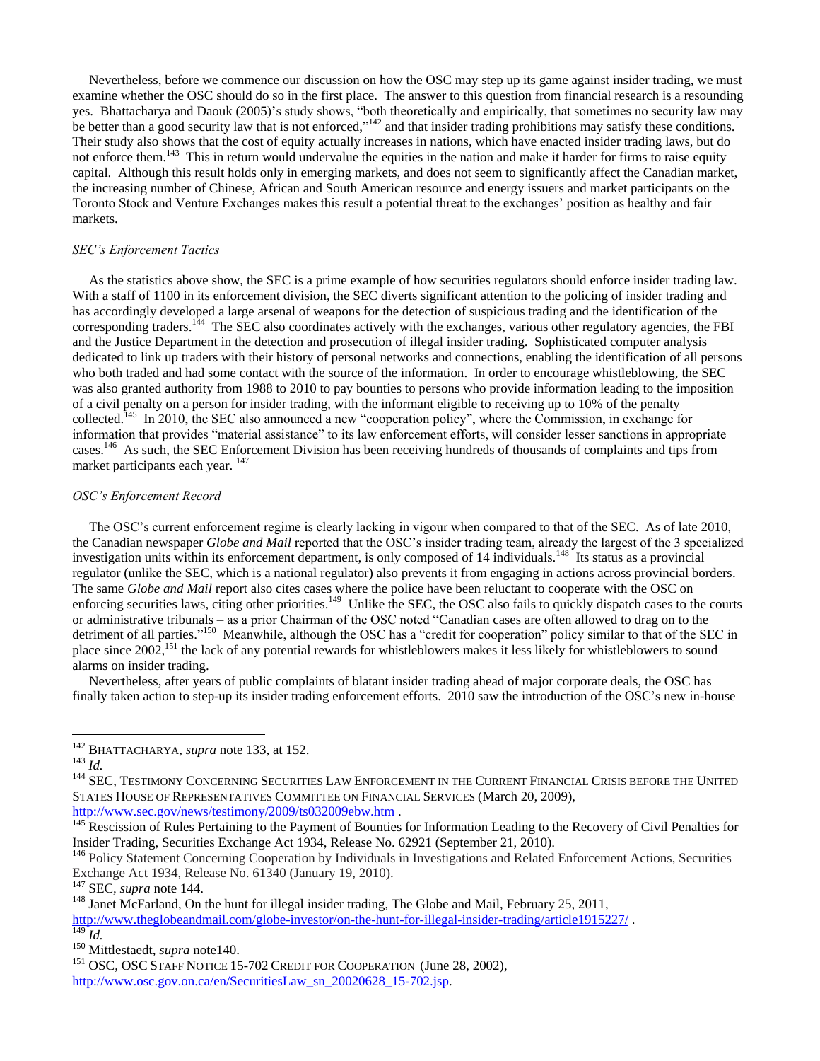Nevertheless, before we commence our discussion on how the OSC may step up its game against insider trading, we must examine whether the OSC should do so in the first place. The answer to this question from financial research is a resounding yes. Bhattacharya and Daouk (2005)'s study shows, "both theoretically and empirically, that sometimes no security law may be better than a good security law that is not enforced,"[142] and that insider trading prohibitions may satisfy these conditions. Their study also shows that the cost of equity actually increases in nations, which have enacted insider trading laws, but do not enforce them.[143] This in return would undervalue the equities in the nation and make it harder for firms to raise equity capital. Although this result holds only in emerging markets, and does not seem to significantly affect the Canadian market, the increasing number of Chinese, African and South American resource and energy issuers and market participants on the Toronto Stock and Venture Exchanges makes this result a potential threat to the exchanges' position as healthy and fair markets.

*SEC's Enforcement Tactics*

As the statistics above show, the SEC is a prime example of how securities regulators should enforce insider trading law. With a staff of 1100 in its enforcement division, the SEC diverts significant attention to the policing of insider trading and has accordingly developed a large arsenal of weapons for the detection of suspicious trading and the identification of the corresponding traders.[144] The SEC also coordinates actively with the exchanges, various other regulatory agencies, the FBI and the Justice Department in the detection and prosecution of illegal insider trading. Sophisticated computer analysis dedicated to link up traders with their history of personal networks and connections, enabling the identification of all persons who both traded and had some contact with the source of the information. In order to encourage whistleblowing, the SEC was also granted authority from 1988 to 2010 to pay bounties to persons who provide information leading to the imposition of a civil penalty on a person for insider trading, with the informant eligible to receiving up to 10% of the penalty collected.[145] In 2010, the SEC also announced a new "cooperation policy", where the Commission, in exchange for information that provides "material assistance" to its law enforcement efforts, will consider lesser sanctions in appropriate cases.[146] As such, the SEC Enforcement Division has been receiving hundreds of thousands of complaints and tips from market participants each year.[147]

*OSC's Enforcement Record*

The OSC's current enforcement regime is clearly lacking in vigour when compared to that of the SEC. As of late 2010, the Canadian newspaper *Globe and Mail* reported that the OSC's insider trading team, already the largest of the 3 specialized investigation units within its enforcement department, is only composed of 14 individuals.[148] Its status as a provincial regulator (unlike the SEC, which is a national regulator) also prevents it from engaging in actions across provincial borders. The same *Globe and Mail* report also cites cases where the police have been reluctant to cooperate with the OSC on enforcing securities laws, citing other priorities.[149] Unlike the SEC, the OSC also fails to quickly dispatch cases to the courts or administrative tribunals – as a prior Chairman of the OSC noted "Canadian cases are often allowed to drag on to the detriment of all parties."[150] Meanwhile, although the OSC has a "credit for cooperation" policy similar to that of the SEC in place since 2002,[151] the lack of any potential rewards for whistleblowers makes it less likely for whistleblowers to sound alarms on insider trading.

Nevertheless, after years of public complaints of blatant insider trading ahead of major corporate deals, the OSC has finally taken action to step-up its insider trading enforcement efforts. 2010 saw the introduction of the OSC's new in-house

---

[142] BHATTACHARYA, *supra* note 133, at 152.

[143] *Id.*

[144] SEC, TESTIMONY CONCERNING SECURITIES LAW ENFORCEMENT IN THE CURRENT FINANCIAL CRISIS BEFORE THE UNITED STATES HOUSE OF REPRESENTATIVES COMMITTEE ON FINANCIAL SERVICES (March 20, 2009), http://www.sec.gov/news/testimony/2009/ts032009ebw.htm .

[145] Rescission of Rules Pertaining to the Payment of Bounties for Information Leading to the Recovery of Civil Penalties for Insider Trading, Securities Exchange Act 1934, Release No. 62921 (September 21, 2010).

[146] Policy Statement Concerning Cooperation by Individuals in Investigations and Related Enforcement Actions, Securities Exchange Act 1934, Release No. 61340 (January 19, 2010).

[147] SEC, *supra* note 144.

[148] Janet McFarland, On the hunt for illegal insider trading, The Globe and Mail, February 25, 2011, http://www.theglobeandmail.com/globe-investor/on-the-hunt-for-illegal-insider-trading/article1915227/ .

[149] *Id.*

[150] Mittlestaedt, *supra* note140.

[151] OSC, OSC STAFF NOTICE 15-702 CREDIT FOR COOPERATION (June 28, 2002), http://www.osc.gov.on.ca/en/SecuritiesLaw_sn_20020628_15-702.jsp.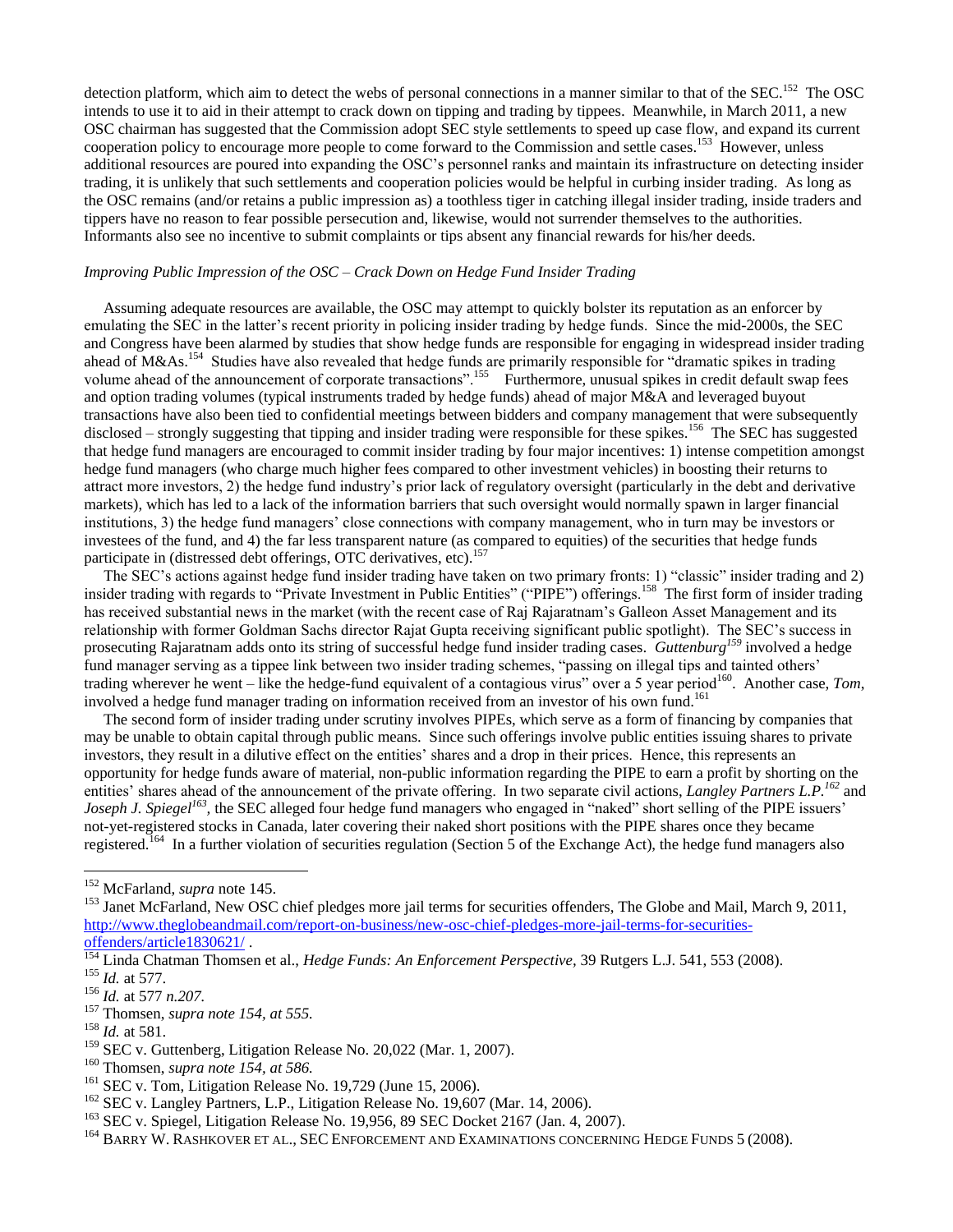detection platform, which aim to detect the webs of personal connections in a manner similar to that of the SEC.[152] The OSC intends to use it to aid in their attempt to crack down on tipping and trading by tippees. Meanwhile, in March 2011, a new OSC chairman has suggested that the Commission adopt SEC style settlements to speed up case flow, and expand its current cooperation policy to encourage more people to come forward to the Commission and settle cases.[153] However, unless additional resources are poured into expanding the OSC's personnel ranks and maintain its infrastructure on detecting insider trading, it is unlikely that such settlements and cooperation policies would be helpful in curbing insider trading. As long as the OSC remains (and/or retains a public impression as) a toothless tiger in catching illegal insider trading, inside traders and tippers have no reason to fear possible persecution and, likewise, would not surrender themselves to the authorities. Informants also see no incentive to submit complaints or tips absent any financial rewards for his/her deeds.

*Improving Public Impression of the OSC – Crack Down on Hedge Fund Insider Trading*

Assuming adequate resources are available, the OSC may attempt to quickly bolster its reputation as an enforcer by emulating the SEC in the latter's recent priority in policing insider trading by hedge funds. Since the mid-2000s, the SEC and Congress have been alarmed by studies that show hedge funds are responsible for engaging in widespread insider trading ahead of M&As.[154] Studies have also revealed that hedge funds are primarily responsible for "dramatic spikes in trading volume ahead of the announcement of corporate transactions".[155] Furthermore, unusual spikes in credit default swap fees and option trading volumes (typical instruments traded by hedge funds) ahead of major M&A and leveraged buyout transactions have also been tied to confidential meetings between bidders and company management that were subsequently disclosed – strongly suggesting that tipping and insider trading were responsible for these spikes.[156] The SEC has suggested that hedge fund managers are encouraged to commit insider trading by four major incentives: 1) intense competition amongst hedge fund managers (who charge much higher fees compared to other investment vehicles) in boosting their returns to attract more investors, 2) the hedge fund industry's prior lack of regulatory oversight (particularly in the debt and derivative markets), which has led to a lack of the information barriers that such oversight would normally spawn in larger financial institutions, 3) the hedge fund managers' close connections with company management, who in turn may be investors or investees of the fund, and 4) the far less transparent nature (as compared to equities) of the securities that hedge funds participate in (distressed debt offerings, OTC derivatives, etc).[157]

The SEC's actions against hedge fund insider trading have taken on two primary fronts: 1) "classic" insider trading and 2) insider trading with regards to "Private Investment in Public Entities" ("PIPE") offerings.[158] The first form of insider trading has received substantial news in the market (with the recent case of Raj Rajaratnam's Galleon Asset Management and its relationship with former Goldman Sachs director Rajat Gupta receiving significant public spotlight). The SEC's success in prosecuting Rajaratnam adds onto its string of successful hedge fund insider trading cases. *Guttenburg*[159] involved a hedge fund manager serving as a tippee link between two insider trading schemes, "passing on illegal tips and tainted others' trading wherever he went – like the hedge-fund equivalent of a contagious virus" over a 5 year period[160]. Another case, *Tom*, involved a hedge fund manager trading on information received from an investor of his own fund.[161]

The second form of insider trading under scrutiny involves PIPEs, which serve as a form of financing by companies that may be unable to obtain capital through public means. Since such offerings involve public entities issuing shares to private investors, they result in a dilutive effect on the entities' shares and a drop in their prices. Hence, this represents an opportunity for hedge funds aware of material, non-public information regarding the PIPE to earn a profit by shorting on the entities' shares ahead of the announcement of the private offering. In two separate civil actions, *Langley Partners L.P.*[162] and *Joseph J. Spiegel*[163], the SEC alleged four hedge fund managers who engaged in "naked" short selling of the PIPE issuers' not-yet-registered stocks in Canada, later covering their naked short positions with the PIPE shares once they became registered.[164] In a further violation of securities regulation (Section 5 of the Exchange Act), the hedge fund managers also

---

[152] McFarland, *supra* note 145.

[153] Janet McFarland, New OSC chief pledges more jail terms for securities offenders, The Globe and Mail, March 9, 2011, http://www.theglobeandmail.com/report-on-business/new-osc-chief-pledges-more-jail-terms-for-securities-offenders/article1830621/ .

[154] Linda Chatman Thomsen et al., *Hedge Funds: An Enforcement Perspective,* 39 Rutgers L.J. 541, 553 (2008).

[155] *Id.* at 577.

[156] *Id.* at 577 *n.207.*

[157] Thomsen, *supra note 154, at 555.*

[158] *Id.* at 581.

[159] SEC v. Guttenberg, Litigation Release No. 20,022 (Mar. 1, 2007).

[160] Thomsen, *supra note 154, at 586.*

[161] SEC v. Tom, Litigation Release No. 19,729 (June 15, 2006).

[162] SEC v. Langley Partners, L.P., Litigation Release No. 19,607 (Mar. 14, 2006).

[163] SEC v. Spiegel, Litigation Release No. 19,956, 89 SEC Docket 2167 (Jan. 4, 2007).

[164] BARRY W. RASHKOVER ET AL., SEC ENFORCEMENT AND EXAMINATIONS CONCERNING HEDGE FUNDS 5 (2008).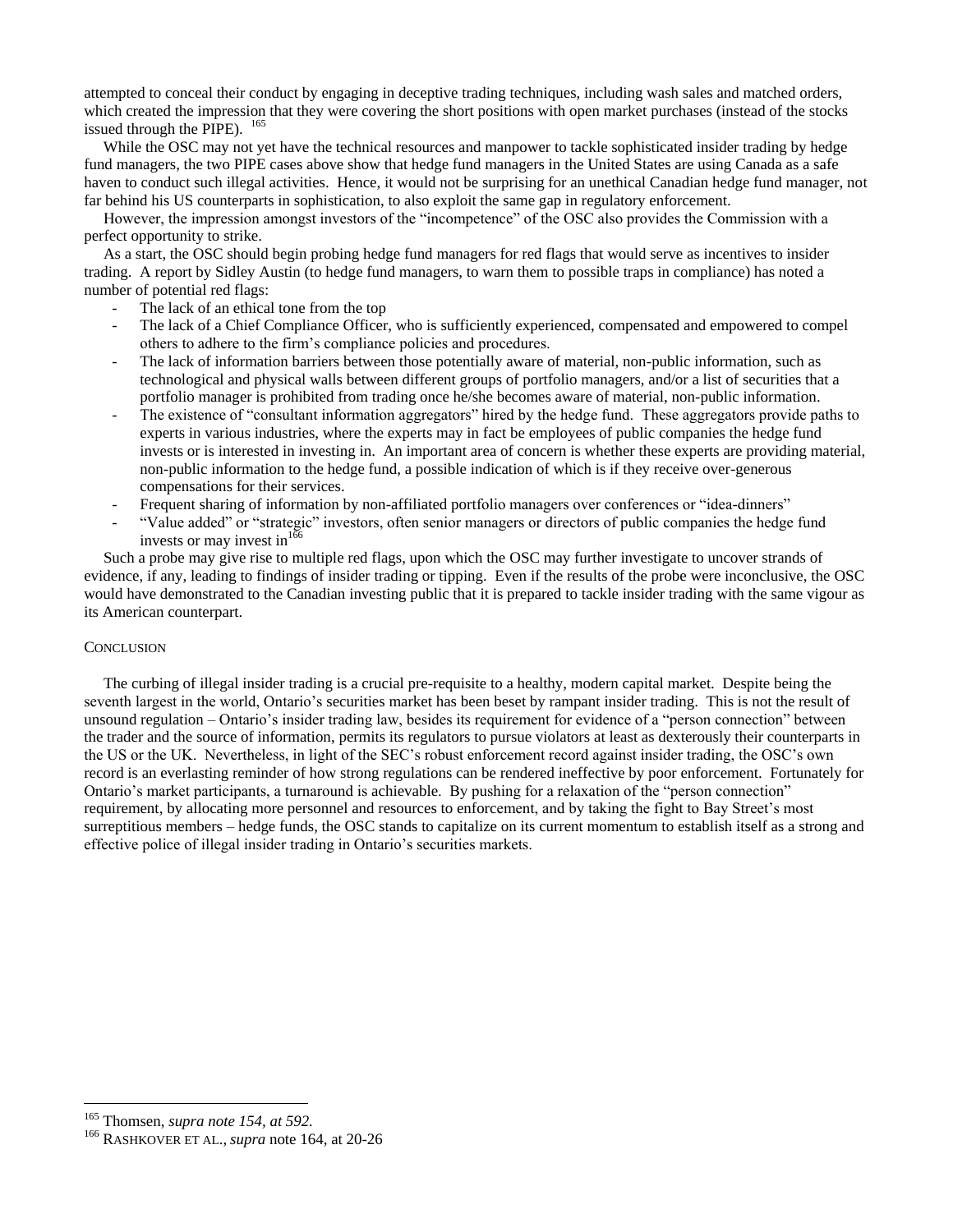attempted to conceal their conduct by engaging in deceptive trading techniques, including wash sales and matched orders, which created the impression that they were covering the short positions with open market purchases (instead of the stocks issued through the PIPE). [165]

While the OSC may not yet have the technical resources and manpower to tackle sophisticated insider trading by hedge fund managers, the two PIPE cases above show that hedge fund managers in the United States are using Canada as a safe haven to conduct such illegal activities. Hence, it would not be surprising for an unethical Canadian hedge fund manager, not far behind his US counterparts in sophistication, to also exploit the same gap in regulatory enforcement.

However, the impression amongst investors of the "incompetence" of the OSC also provides the Commission with a perfect opportunity to strike.

As a start, the OSC should begin probing hedge fund managers for red flags that would serve as incentives to insider trading. A report by Sidley Austin (to hedge fund managers, to warn them to possible traps in compliance) has noted a number of potential red flags:

- The lack of an ethical tone from the top
- The lack of a Chief Compliance Officer, who is sufficiently experienced, compensated and empowered to compel others to adhere to the firm's compliance policies and procedures.
- The lack of information barriers between those potentially aware of material, non-public information, such as technological and physical walls between different groups of portfolio managers, and/or a list of securities that a portfolio manager is prohibited from trading once he/she becomes aware of material, non-public information.
- The existence of "consultant information aggregators" hired by the hedge fund. These aggregators provide paths to experts in various industries, where the experts may in fact be employees of public companies the hedge fund invests or is interested in investing in. An important area of concern is whether these experts are providing material, non-public information to the hedge fund, a possible indication of which is if they receive over-generous compensations for their services.
- Frequent sharing of information by non-affiliated portfolio managers over conferences or "idea-dinners"
- "Value added" or "strategic" investors, often senior managers or directors of public companies the hedge fund invests or may invest in[166]

Such a probe may give rise to multiple red flags, upon which the OSC may further investigate to uncover strands of evidence, if any, leading to findings of insider trading or tipping. Even if the results of the probe were inconclusive, the OSC would have demonstrated to the Canadian investing public that it is prepared to tackle insider trading with the same vigour as its American counterpart.

## Conclusion

The curbing of illegal insider trading is a crucial pre-requisite to a healthy, modern capital market. Despite being the seventh largest in the world, Ontario's securities market has been beset by rampant insider trading. This is not the result of unsound regulation – Ontario's insider trading law, besides its requirement for evidence of a "person connection" between the trader and the source of information, permits its regulators to pursue violators at least as dexterously their counterparts in the US or the UK. Nevertheless, in light of the SEC's robust enforcement record against insider trading, the OSC's own record is an everlasting reminder of how strong regulations can be rendered ineffective by poor enforcement. Fortunately for Ontario's market participants, a turnaround is achievable. By pushing for a relaxation of the "person connection" requirement, by allocating more personnel and resources to enforcement, and by taking the fight to Bay Street's most surreptitious members – hedge funds, the OSC stands to capitalize on its current momentum to establish itself as a strong and effective police of illegal insider trading in Ontario's securities markets.

---

[165] Thomsen, *supra note 154, at 592.*

[166] RASHKOVER ET AL., *supra* note 164, at 20-26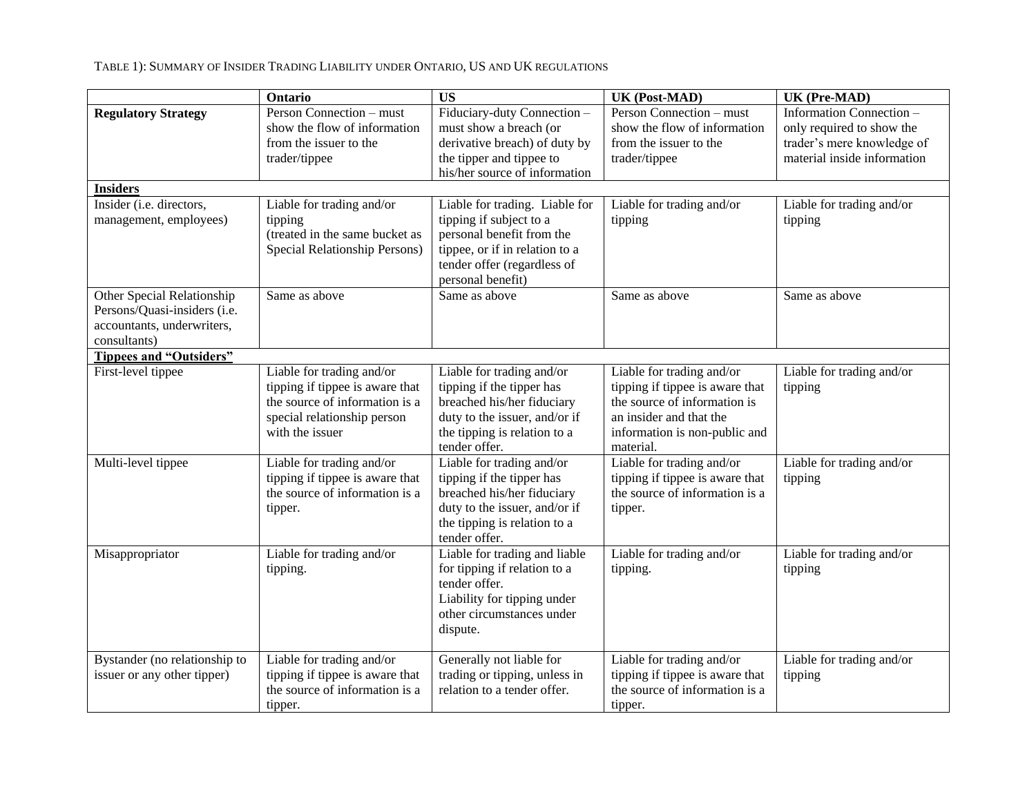TABLE 1): SUMMARY OF INSIDER TRADING LIABILITY UNDER ONTARIO, US AND UK REGULATIONS

| | **Ontario** | **US** | **UK (Post-MAD)** | **UK (Pre-MAD)** |
|---|---|---|---|---|
| **Regulatory Strategy** | Person Connection – must show the flow of information from the issuer to the trader/tippee | Fiduciary-duty Connection – must show a breach (or derivative breach) of duty by the tipper and tippee to his/her source of information | Person Connection – must show the flow of information from the issuer to the trader/tippee | Information Connection – only required to show the trader's mere knowledge of material inside information |
| **<u>Insiders</u>** | | | | |
| Insider (i.e. directors, management, employees) | Liable for trading and/or tipping (treated in the same bucket as Special Relationship Persons) | Liable for trading. Liable for tipping if subject to a personal benefit from the tippee, or if in relation to a tender offer (regardless of personal benefit) | Liable for trading and/or tipping | Liable for trading and/or tipping |
| Other Special Relationship Persons/Quasi-insiders (i.e. accountants, underwriters, consultants) | Same as above | Same as above | Same as above | Same as above |
| **<u>Tippees and "Outsiders"</u>** | | | | |
| First-level tippee | Liable for trading and/or tipping if tippee is aware that the source of information is a special relationship person with the issuer | Liable for trading and/or tipping if the tipper has breached his/her fiduciary duty to the issuer, and/or if the tipping is relation to a tender offer. | Liable for trading and/or tipping if tippee is aware that the source of information is an insider and that the information is non-public and material. | Liable for trading and/or tipping |
| Multi-level tippee | Liable for trading and/or tipping if tippee is aware that the source of information is a tipper. | Liable for trading and/or tipping if the tipper has breached his/her fiduciary duty to the issuer, and/or if the tipping is relation to a tender offer. | Liable for trading and/or tipping if tippee is aware that the source of information is a tipper. | Liable for trading and/or tipping |
| Misappropriator | Liable for trading and/or tipping. | Liable for trading and liable for tipping if relation to a tender offer. Liability for tipping under other circumstances under dispute. | Liable for trading and/or tipping. | Liable for trading and/or tipping |
| Bystander (no relationship to issuer or any other tipper) | Liable for trading and/or tipping if tippee is aware that the source of information is a tipper. | Generally not liable for trading or tipping, unless in relation to a tender offer. | Liable for trading and/or tipping if tippee is aware that the source of information is a tipper. | Liable for trading and/or tipping |